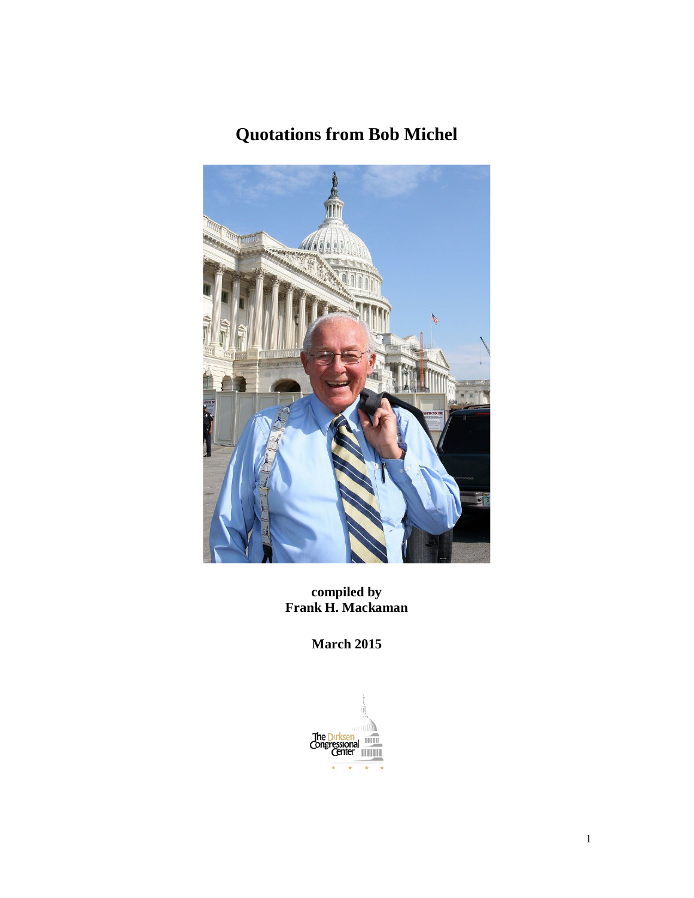# Quotations from Bob Michel

**compiled by**
**Frank H. Mackaman**

**March 2015**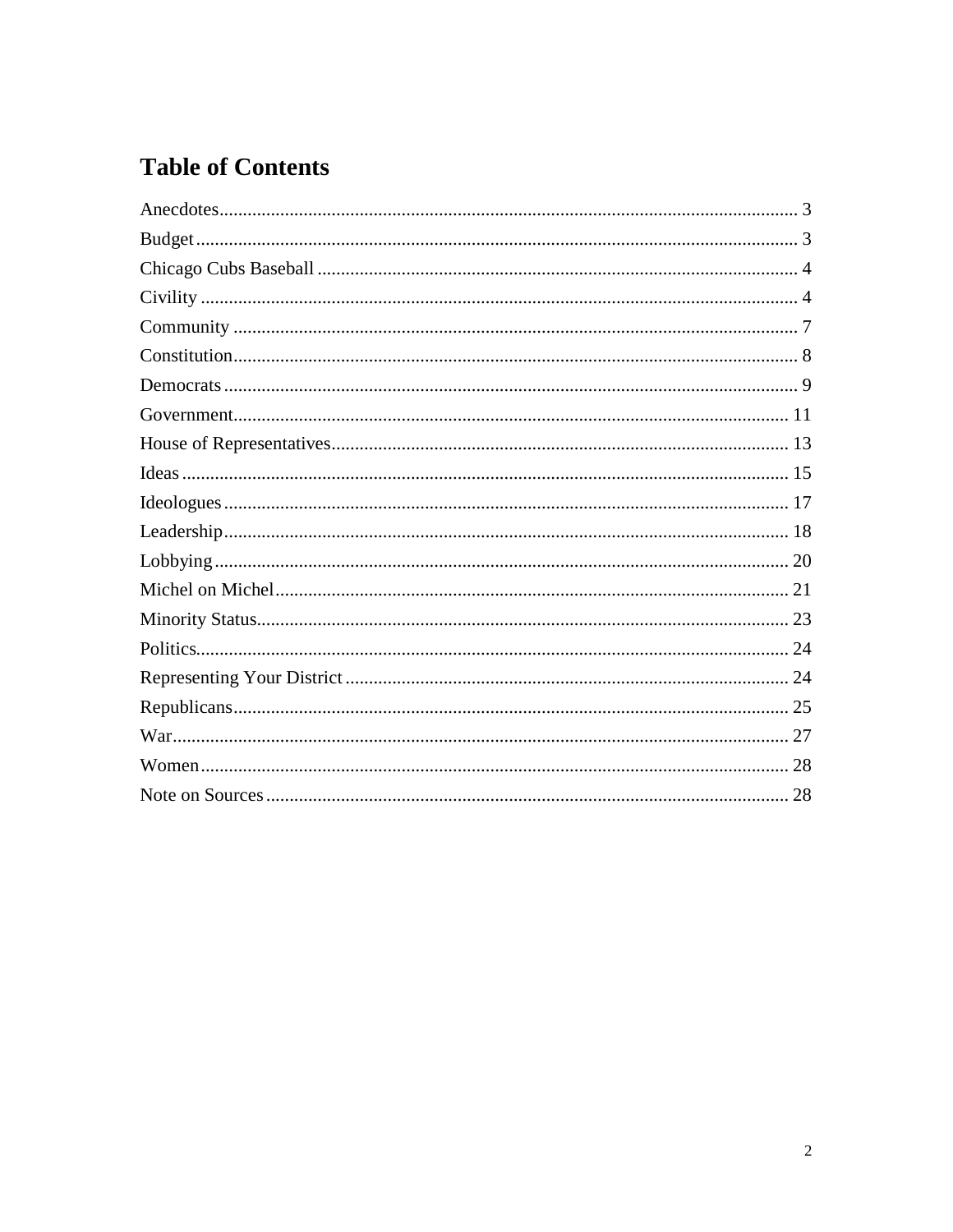## Table of Contents

Anecdotes ........................................................ 3
Budget ........................................................ 3
Chicago Cubs Baseball ........................................................ 4
Civility ........................................................ 4
Community ........................................................ 7
Constitution ........................................................ 8
Democrats ........................................................ 9
Government ........................................................ 11
House of Representatives ........................................................ 13
Ideas ........................................................ 15
Ideologues ........................................................ 17
Leadership ........................................................ 18
Lobbying ........................................................ 20
Michel on Michel ........................................................ 21
Minority Status ........................................................ 23
Politics ........................................................ 24
Representing Your District ........................................................ 24
Republicans ........................................................ 25
War ........................................................ 27
Women ........................................................ 28
Note on Sources ........................................................ 28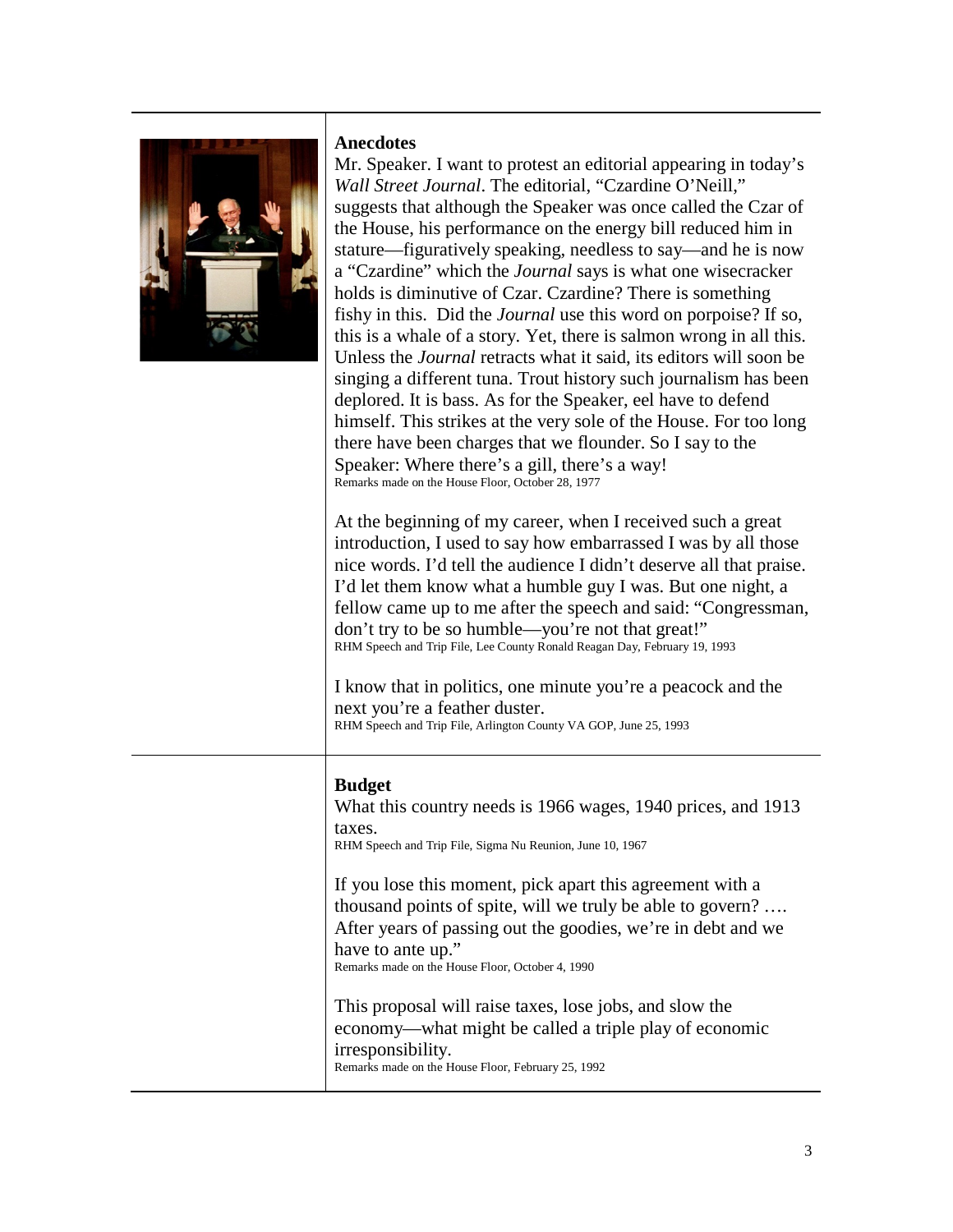### Anecdotes

Mr. Speaker. I want to protest an editorial appearing in today's *Wall Street Journal*. The editorial, "Czardine O'Neill," suggests that although the Speaker was once called the Czar of the House, his performance on the energy bill reduced him in stature—figuratively speaking, needless to say—and he is now a "Czardine" which the *Journal* says is what one wisecracker holds is diminutive of Czar. Czardine? There is something fishy in this. Did the *Journal* use this word on porpoise? If so, this is a whale of a story. Yet, there is salmon wrong in all this. Unless the *Journal* retracts what it said, its editors will soon be singing a different tuna. Trout history such journalism has been deplored. It is bass. As for the Speaker, eel have to defend himself. This strikes at the very sole of the House. For too long there have been charges that we flounder. So I say to the Speaker: Where there's a gill, there's a way!
Remarks made on the House Floor, October 28, 1977

At the beginning of my career, when I received such a great introduction, I used to say how embarrassed I was by all those nice words. I'd tell the audience I didn't deserve all that praise. I'd let them know what a humble guy I was. But one night, a fellow came up to me after the speech and said: "Congressman, don't try to be so humble—you're not that great!"
RHM Speech and Trip File, Lee County Ronald Reagan Day, February 19, 1993

I know that in politics, one minute you're a peacock and the next you're a feather duster.
RHM Speech and Trip File, Arlington County VA GOP, June 25, 1993

### Budget

What this country needs is 1966 wages, 1940 prices, and 1913 taxes.
RHM Speech and Trip File, Sigma Nu Reunion, June 10, 1967

If you lose this moment, pick apart this agreement with a thousand points of spite, will we truly be able to govern? …. After years of passing out the goodies, we're in debt and we have to ante up."
Remarks made on the House Floor, October 4, 1990

This proposal will raise taxes, lose jobs, and slow the economy—what might be called a triple play of economic irresponsibility.
Remarks made on the House Floor, February 25, 1992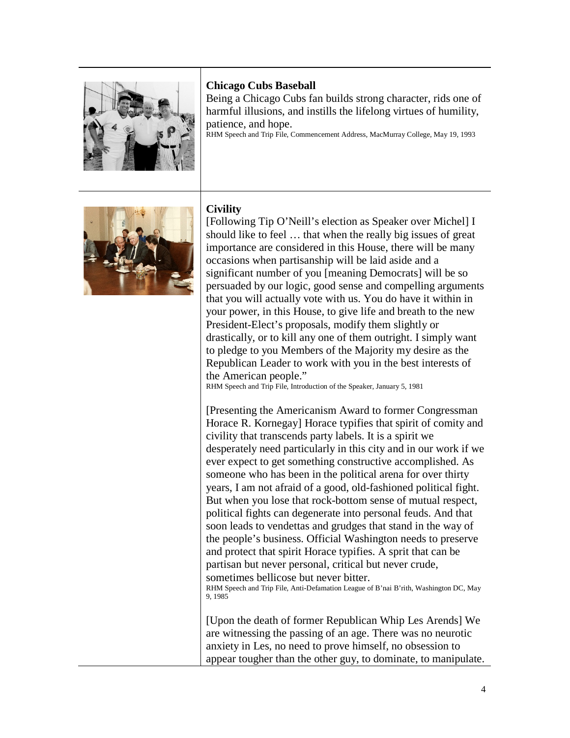**Chicago Cubs Baseball**

Being a Chicago Cubs fan builds strong character, rids one of harmful illusions, and instills the lifelong virtues of humility, patience, and hope.

RHM Speech and Trip File, Commencement Address, MacMurray College, May 19, 1993

**Civility**

[Following Tip O'Neill's election as Speaker over Michel] I should like to feel … that when the really big issues of great importance are considered in this House, there will be many occasions when partisanship will be laid aside and a significant number of you [meaning Democrats] will be so persuaded by our logic, good sense and compelling arguments that you will actually vote with us. You do have it within in your power, in this House, to give life and breath to the new President-Elect's proposals, modify them slightly or drastically, or to kill any one of them outright. I simply want to pledge to you Members of the Majority my desire as the Republican Leader to work with you in the best interests of the American people."

RHM Speech and Trip File, Introduction of the Speaker, January 5, 1981

[Presenting the Americanism Award to former Congressman Horace R. Kornegay] Horace typifies that spirit of comity and civility that transcends party labels. It is a spirit we desperately need particularly in this city and in our work if we ever expect to get something constructive accomplished. As someone who has been in the political arena for over thirty years, I am not afraid of a good, old-fashioned political fight. But when you lose that rock-bottom sense of mutual respect, political fights can degenerate into personal feuds. And that soon leads to vendettas and grudges that stand in the way of the people's business. Official Washington needs to preserve and protect that spirit Horace typifies. A sprit that can be partisan but never personal, critical but never crude, sometimes bellicose but never bitter.

RHM Speech and Trip File, Anti-Defamation League of B'nai B'rith, Washington DC, May 9, 1985

[Upon the death of former Republican Whip Les Arends] We are witnessing the passing of an age. There was no neurotic anxiety in Les, no need to prove himself, no obsession to appear tougher than the other guy, to dominate, to manipulate.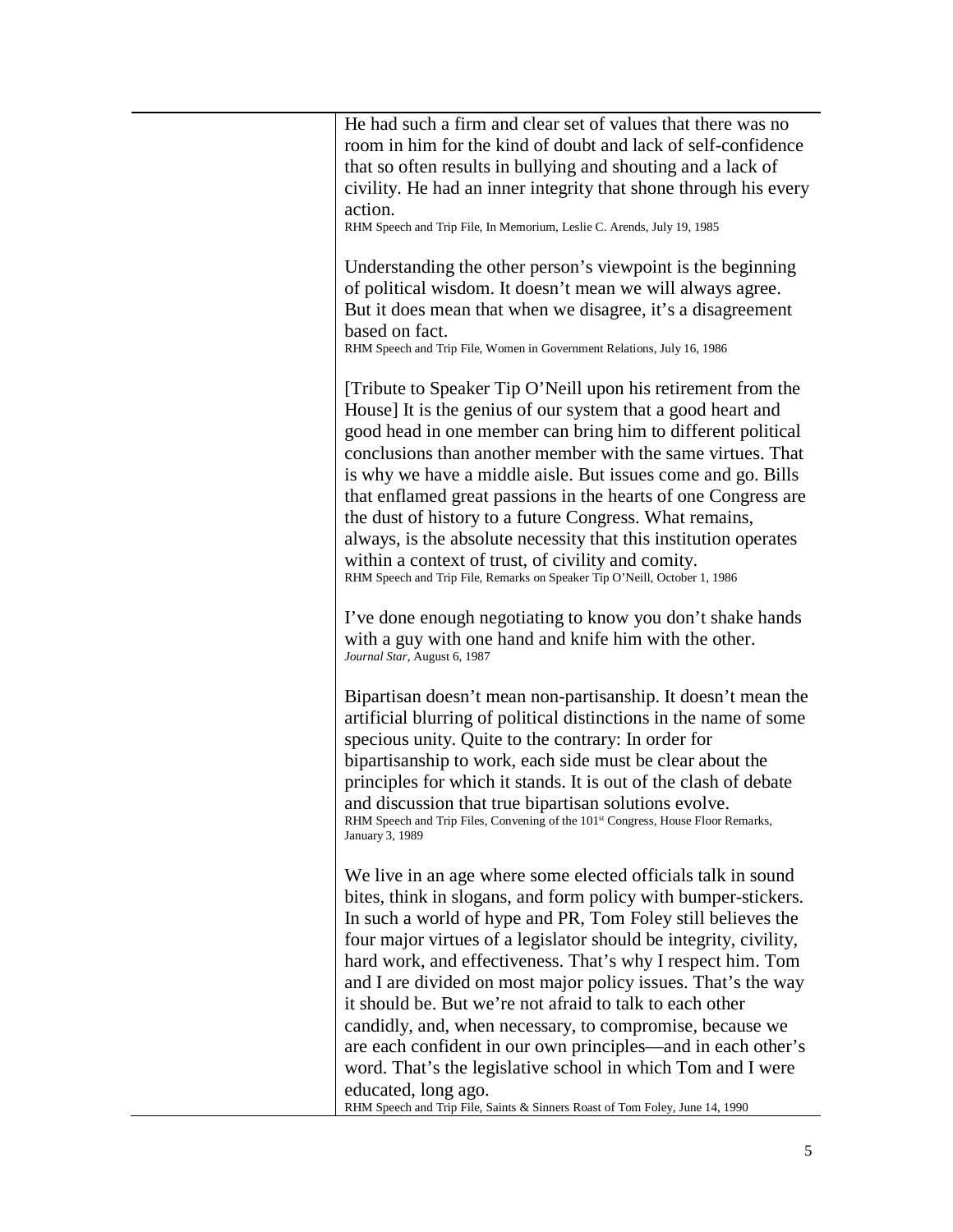He had such a firm and clear set of values that there was no room in him for the kind of doubt and lack of self-confidence that so often results in bullying and shouting and a lack of civility. He had an inner integrity that shone through his every action.
RHM Speech and Trip File, In Memorium, Leslie C. Arends, July 19, 1985

Understanding the other person's viewpoint is the beginning of political wisdom. It doesn't mean we will always agree. But it does mean that when we disagree, it's a disagreement based on fact.
RHM Speech and Trip File, Women in Government Relations, July 16, 1986

[Tribute to Speaker Tip O'Neill upon his retirement from the House] It is the genius of our system that a good heart and good head in one member can bring him to different political conclusions than another member with the same virtues. That is why we have a middle aisle. But issues come and go. Bills that enflamed great passions in the hearts of one Congress are the dust of history to a future Congress. What remains, always, is the absolute necessity that this institution operates within a context of trust, of civility and comity.
RHM Speech and Trip File, Remarks on Speaker Tip O'Neill, October 1, 1986

I've done enough negotiating to know you don't shake hands with a guy with one hand and knife him with the other.
*Journal Star*, August 6, 1987

Bipartisan doesn't mean non-partisanship. It doesn't mean the artificial blurring of political distinctions in the name of some specious unity. Quite to the contrary: In order for bipartisanship to work, each side must be clear about the principles for which it stands. It is out of the clash of debate and discussion that true bipartisan solutions evolve.
RHM Speech and Trip Files, Convening of the 101st Congress, House Floor Remarks, January 3, 1989

We live in an age where some elected officials talk in sound bites, think in slogans, and form policy with bumper-stickers. In such a world of hype and PR, Tom Foley still believes the four major virtues of a legislator should be integrity, civility, hard work, and effectiveness. That's why I respect him. Tom and I are divided on most major policy issues. That's the way it should be. But we're not afraid to talk to each other candidly, and, when necessary, to compromise, because we are each confident in our own principles—and in each other's word. That's the legislative school in which Tom and I were educated, long ago.
RHM Speech and Trip File, Saints & Sinners Roast of Tom Foley, June 14, 1990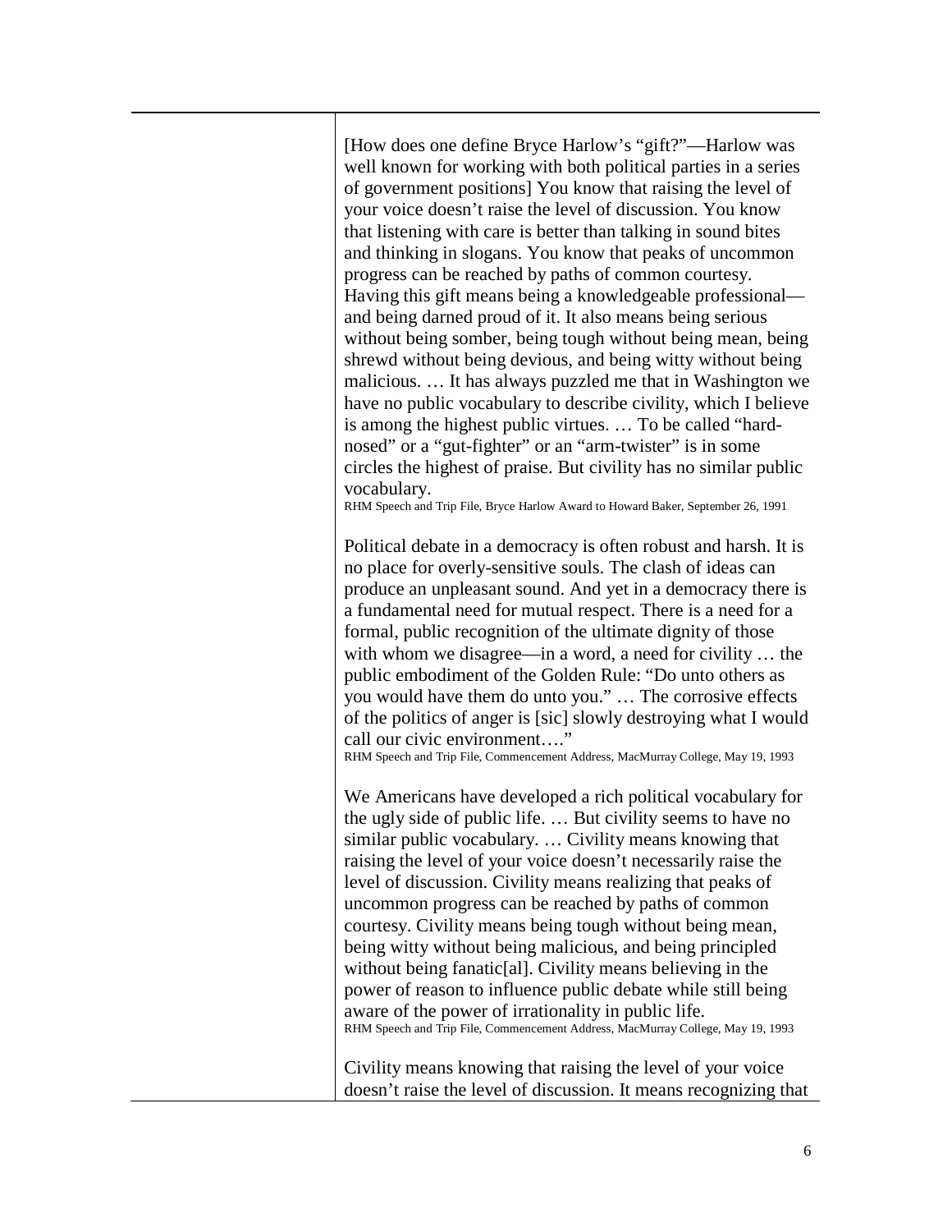[How does one define Bryce Harlow's "gift?"—Harlow was well known for working with both political parties in a series of government positions] You know that raising the level of your voice doesn't raise the level of discussion. You know that listening with care is better than talking in sound bites and thinking in slogans. You know that peaks of uncommon progress can be reached by paths of common courtesy. Having this gift means being a knowledgeable professional—and being darned proud of it. It also means being serious without being somber, being tough without being mean, being shrewd without being devious, and being witty without being malicious. … It has always puzzled me that in Washington we have no public vocabulary to describe civility, which I believe is among the highest public virtues. … To be called "hard-nosed" or a "gut-fighter" or an "arm-twister" is in some circles the highest of praise. But civility has no similar public vocabulary.

RHM Speech and Trip File, Bryce Harlow Award to Howard Baker, September 26, 1991

Political debate in a democracy is often robust and harsh. It is no place for overly-sensitive souls. The clash of ideas can produce an unpleasant sound. And yet in a democracy there is a fundamental need for mutual respect. There is a need for a formal, public recognition of the ultimate dignity of those with whom we disagree—in a word, a need for civility … the public embodiment of the Golden Rule: "Do unto others as you would have them do unto you." … The corrosive effects of the politics of anger is [sic] slowly destroying what I would call our civic environment…."

RHM Speech and Trip File, Commencement Address, MacMurray College, May 19, 1993

We Americans have developed a rich political vocabulary for the ugly side of public life. … But civility seems to have no similar public vocabulary. … Civility means knowing that raising the level of your voice doesn't necessarily raise the level of discussion. Civility means realizing that peaks of uncommon progress can be reached by paths of common courtesy. Civility means being tough without being mean, being witty without being malicious, and being principled without being fanatic[al]. Civility means believing in the power of reason to influence public debate while still being aware of the power of irrationality in public life.

RHM Speech and Trip File, Commencement Address, MacMurray College, May 19, 1993

Civility means knowing that raising the level of your voice doesn't raise the level of discussion. It means recognizing that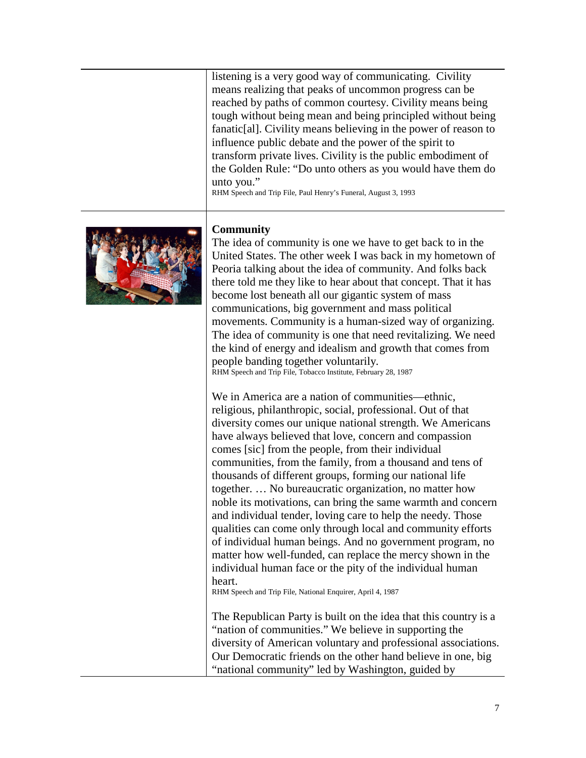listening is a very good way of communicating. Civility means realizing that peaks of uncommon progress can be reached by paths of common courtesy. Civility means being tough without being mean and being principled without being fanatic[al]. Civility means believing in the power of reason to influence public debate and the power of the spirit to transform private lives. Civility is the public embodiment of the Golden Rule: "Do unto others as you would have them do unto you."
RHM Speech and Trip File, Paul Henry's Funeral, August 3, 1993

**Community**

The idea of community is one we have to get back to in the United States. The other week I was back in my hometown of Peoria talking about the idea of community. And folks back there told me they like to hear about that concept. That it has become lost beneath all our gigantic system of mass communications, big government and mass political movements. Community is a human-sized way of organizing. The idea of community is one that need revitalizing. We need the kind of energy and idealism and growth that comes from people banding together voluntarily.
RHM Speech and Trip File, Tobacco Institute, February 28, 1987

We in America are a nation of communities—ethnic, religious, philanthropic, social, professional. Out of that diversity comes our unique national strength. We Americans have always believed that love, concern and compassion comes [sic] from the people, from their individual communities, from the family, from a thousand and tens of thousands of different groups, forming our national life together. … No bureaucratic organization, no matter how noble its motivations, can bring the same warmth and concern and individual tender, loving care to help the needy. Those qualities can come only through local and community efforts of individual human beings. And no government program, no matter how well-funded, can replace the mercy shown in the individual human face or the pity of the individual human heart.
RHM Speech and Trip File, National Enquirer, April 4, 1987

The Republican Party is built on the idea that this country is a "nation of communities." We believe in supporting the diversity of American voluntary and professional associations. Our Democratic friends on the other hand believe in one, big "national community" led by Washington, guided by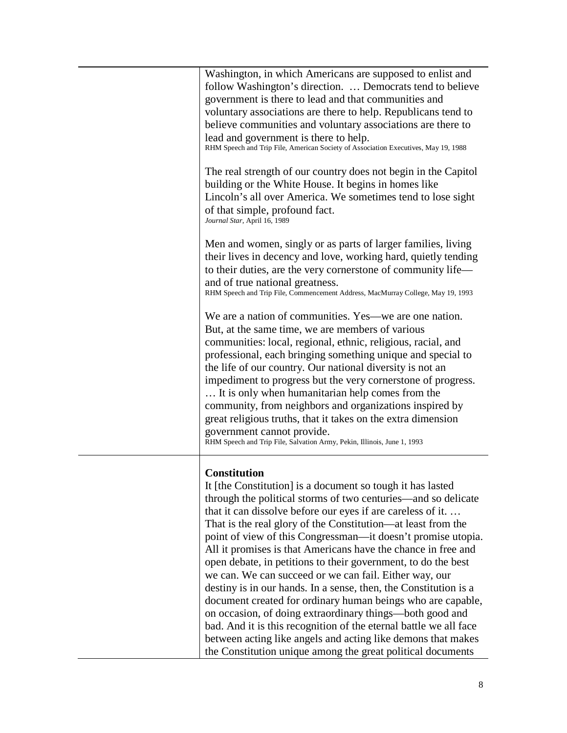Washington, in which Americans are supposed to enlist and follow Washington's direction. … Democrats tend to believe government is there to lead and that communities and voluntary associations are there to help. Republicans tend to believe communities and voluntary associations are there to lead and government is there to help.
RHM Speech and Trip File, American Society of Association Executives, May 19, 1988

The real strength of our country does not begin in the Capitol building or the White House. It begins in homes like Lincoln's all over America. We sometimes tend to lose sight of that simple, profound fact.
*Journal Star*, April 16, 1989

Men and women, singly or as parts of larger families, living their lives in decency and love, working hard, quietly tending to their duties, are the very cornerstone of community life—and of true national greatness.
RHM Speech and Trip File, Commencement Address, MacMurray College, May 19, 1993

We are a nation of communities. Yes—we are one nation. But, at the same time, we are members of various communities: local, regional, ethnic, religious, racial, and professional, each bringing something unique and special to the life of our country. Our national diversity is not an impediment to progress but the very cornerstone of progress. … It is only when humanitarian help comes from the community, from neighbors and organizations inspired by great religious truths, that it takes on the extra dimension government cannot provide.
RHM Speech and Trip File, Salvation Army, Pekin, Illinois, June 1, 1993

**Constitution**

It [the Constitution] is a document so tough it has lasted through the political storms of two centuries—and so delicate that it can dissolve before our eyes if are careless of it. … That is the real glory of the Constitution—at least from the point of view of this Congressman—it doesn't promise utopia. All it promises is that Americans have the chance in free and open debate, in petitions to their government, to do the best we can. We can succeed or we can fail. Either way, our destiny is in our hands. In a sense, then, the Constitution is a document created for ordinary human beings who are capable, on occasion, of doing extraordinary things—both good and bad. And it is this recognition of the eternal battle we all face between acting like angels and acting like demons that makes the Constitution unique among the great political documents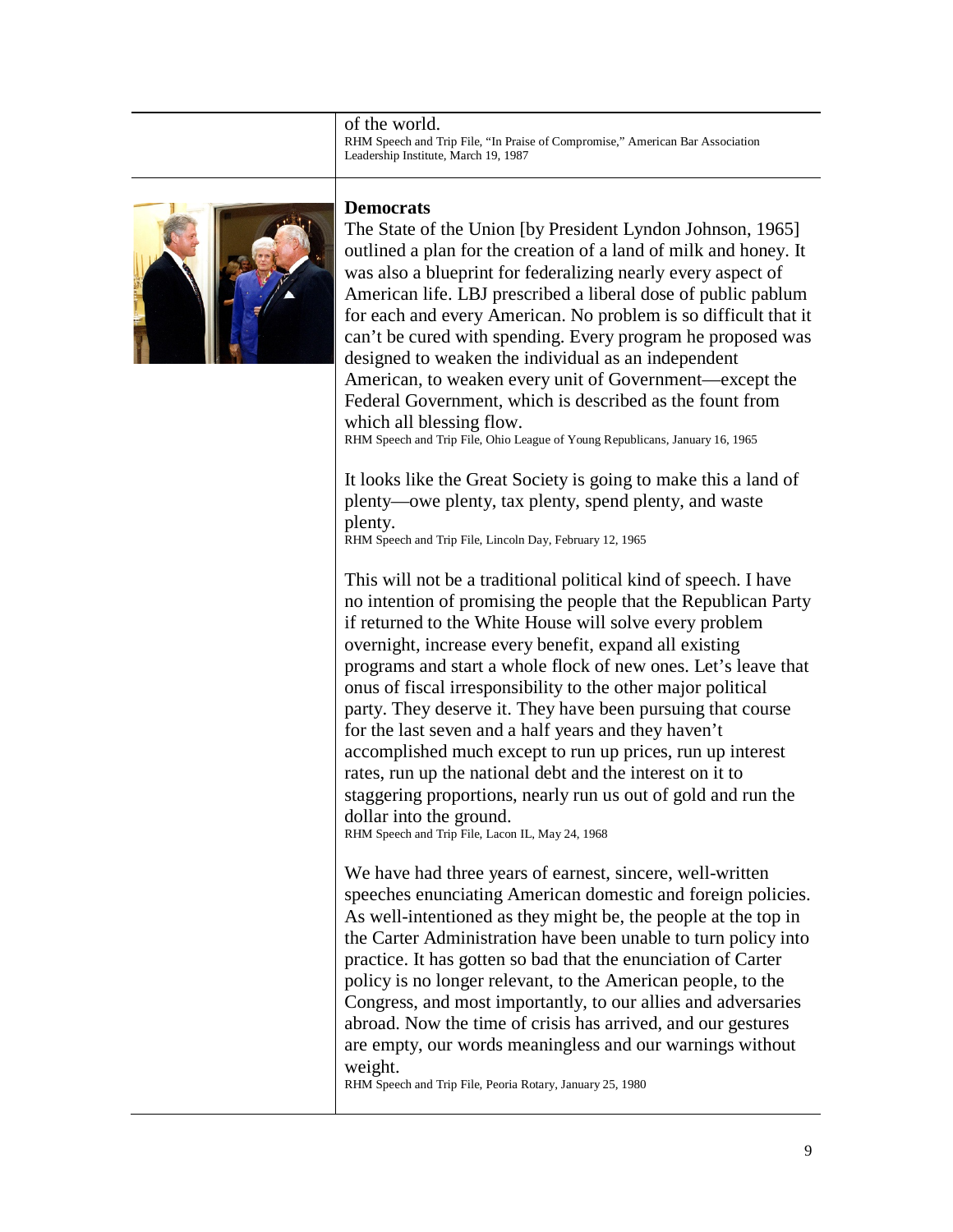of the world.
RHM Speech and Trip File, "In Praise of Compromise," American Bar Association Leadership Institute, March 19, 1987

**Democrats**

The State of the Union [by President Lyndon Johnson, 1965] outlined a plan for the creation of a land of milk and honey. It was also a blueprint for federalizing nearly every aspect of American life. LBJ prescribed a liberal dose of public pablum for each and every American. No problem is so difficult that it can't be cured with spending. Every program he proposed was designed to weaken the individual as an independent American, to weaken every unit of Government—except the Federal Government, which is described as the fount from which all blessing flow.
RHM Speech and Trip File, Ohio League of Young Republicans, January 16, 1965

It looks like the Great Society is going to make this a land of plenty—owe plenty, tax plenty, spend plenty, and waste plenty.
RHM Speech and Trip File, Lincoln Day, February 12, 1965

This will not be a traditional political kind of speech. I have no intention of promising the people that the Republican Party if returned to the White House will solve every problem overnight, increase every benefit, expand all existing programs and start a whole flock of new ones. Let's leave that onus of fiscal irresponsibility to the other major political party. They deserve it. They have been pursuing that course for the last seven and a half years and they haven't accomplished much except to run up prices, run up interest rates, run up the national debt and the interest on it to staggering proportions, nearly run us out of gold and run the dollar into the ground.
RHM Speech and Trip File, Lacon IL, May 24, 1968

We have had three years of earnest, sincere, well-written speeches enunciating American domestic and foreign policies. As well-intentioned as they might be, the people at the top in the Carter Administration have been unable to turn policy into practice. It has gotten so bad that the enunciation of Carter policy is no longer relevant, to the American people, to the Congress, and most importantly, to our allies and adversaries abroad. Now the time of crisis has arrived, and our gestures are empty, our words meaningless and our warnings without weight.
RHM Speech and Trip File, Peoria Rotary, January 25, 1980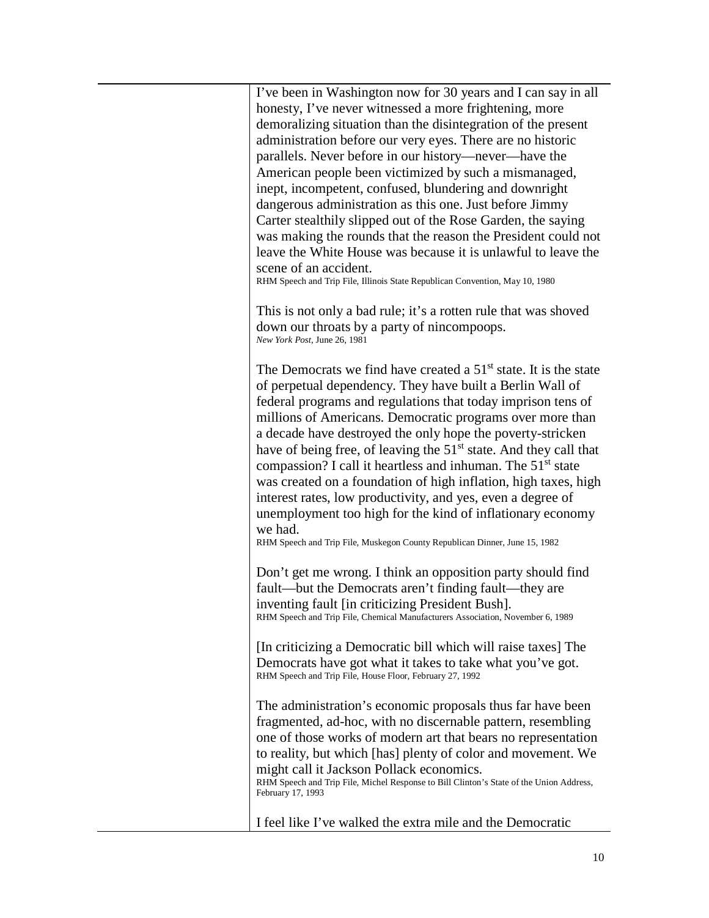I've been in Washington now for 30 years and I can say in all honesty, I've never witnessed a more frightening, more demoralizing situation than the disintegration of the present administration before our very eyes. There are no historic parallels. Never before in our history—never—have the American people been victimized by such a mismanaged, inept, incompetent, confused, blundering and downright dangerous administration as this one. Just before Jimmy Carter stealthily slipped out of the Rose Garden, the saying was making the rounds that the reason the President could not leave the White House was because it is unlawful to leave the scene of an accident.
RHM Speech and Trip File, Illinois State Republican Convention, May 10, 1980

This is not only a bad rule; it's a rotten rule that was shoved down our throats by a party of nincompoops.
*New York Post*, June 26, 1981

The Democrats we find have created a 51st state. It is the state of perpetual dependency. They have built a Berlin Wall of federal programs and regulations that today imprison tens of millions of Americans. Democratic programs over more than a decade have destroyed the only hope the poverty-stricken have of being free, of leaving the 51st state. And they call that compassion? I call it heartless and inhuman. The 51st state was created on a foundation of high inflation, high taxes, high interest rates, low productivity, and yes, even a degree of unemployment too high for the kind of inflationary economy we had.
RHM Speech and Trip File, Muskegon County Republican Dinner, June 15, 1982

Don't get me wrong. I think an opposition party should find fault—but the Democrats aren't finding fault—they are inventing fault [in criticizing President Bush].
RHM Speech and Trip File, Chemical Manufacturers Association, November 6, 1989

[In criticizing a Democratic bill which will raise taxes] The Democrats have got what it takes to take what you've got.
RHM Speech and Trip File, House Floor, February 27, 1992

The administration's economic proposals thus far have been fragmented, ad-hoc, with no discernable pattern, resembling one of those works of modern art that bears no representation to reality, but which [has] plenty of color and movement. We might call it Jackson Pollack economics.
RHM Speech and Trip File, Michel Response to Bill Clinton's State of the Union Address, February 17, 1993

I feel like I've walked the extra mile and the Democratic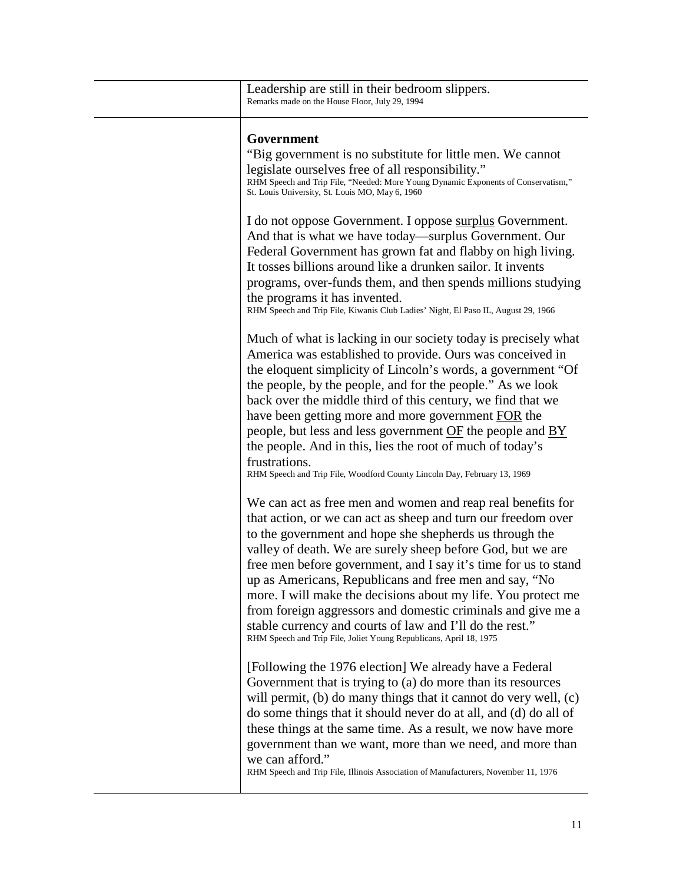Leadership are still in their bedroom slippers.
Remarks made on the House Floor, July 29, 1994

### Government

"Big government is no substitute for little men. We cannot legislate ourselves free of all responsibility."
RHM Speech and Trip File, "Needed: More Young Dynamic Exponents of Conservatism," St. Louis University, St. Louis MO, May 6, 1960

I do not oppose Government. I oppose <u>surplus</u> Government. And that is what we have today—surplus Government. Our Federal Government has grown fat and flabby on high living. It tosses billions around like a drunken sailor. It invents programs, over-funds them, and then spends millions studying the programs it has invented.
RHM Speech and Trip File, Kiwanis Club Ladies' Night, El Paso IL, August 29, 1966

Much of what is lacking in our society today is precisely what America was established to provide. Ours was conceived in the eloquent simplicity of Lincoln's words, a government "Of the people, by the people, and for the people." As we look back over the middle third of this century, we find that we have been getting more and more government <u>FOR</u> the people, but less and less government <u>OF</u> the people and <u>BY</u> the people. And in this, lies the root of much of today's frustrations.
RHM Speech and Trip File, Woodford County Lincoln Day, February 13, 1969

We can act as free men and women and reap real benefits for that action, or we can act as sheep and turn our freedom over to the government and hope she shepherds us through the valley of death. We are surely sheep before God, but we are free men before government, and I say it's time for us to stand up as Americans, Republicans and free men and say, "No more. I will make the decisions about my life. You protect me from foreign aggressors and domestic criminals and give me a stable currency and courts of law and I'll do the rest."
RHM Speech and Trip File, Joliet Young Republicans, April 18, 1975

[Following the 1976 election] We already have a Federal Government that is trying to (a) do more than its resources will permit, (b) do many things that it cannot do very well, (c) do some things that it should never do at all, and (d) do all of these things at the same time. As a result, we now have more government than we want, more than we need, and more than we can afford."
RHM Speech and Trip File, Illinois Association of Manufacturers, November 11, 1976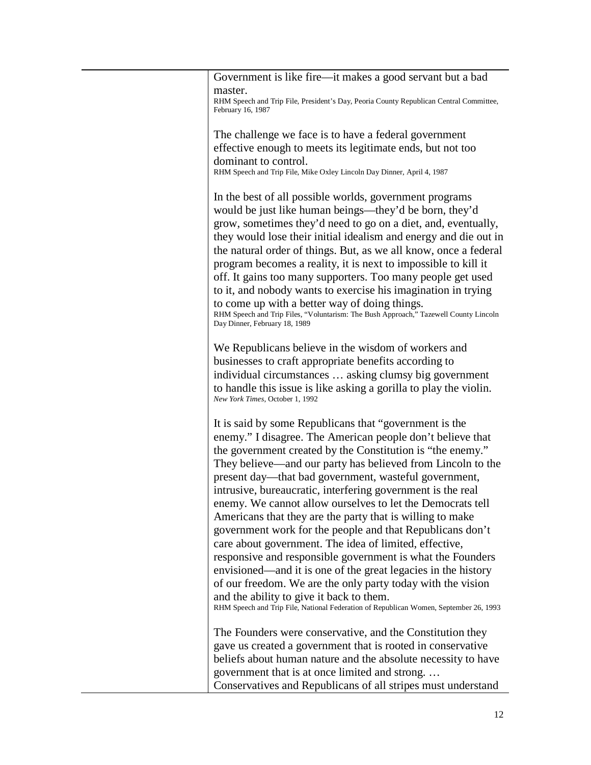Government is like fire—it makes a good servant but a bad master.
RHM Speech and Trip File, President's Day, Peoria County Republican Central Committee, February 16, 1987

The challenge we face is to have a federal government effective enough to meets its legitimate ends, but not too dominant to control.
RHM Speech and Trip File, Mike Oxley Lincoln Day Dinner, April 4, 1987

In the best of all possible worlds, government programs would be just like human beings—they'd be born, they'd grow, sometimes they'd need to go on a diet, and, eventually, they would lose their initial idealism and energy and die out in the natural order of things. But, as we all know, once a federal program becomes a reality, it is next to impossible to kill it off. It gains too many supporters. Too many people get used to it, and nobody wants to exercise his imagination in trying to come up with a better way of doing things.
RHM Speech and Trip Files, "Voluntarism: The Bush Approach," Tazewell County Lincoln Day Dinner, February 18, 1989

We Republicans believe in the wisdom of workers and businesses to craft appropriate benefits according to individual circumstances … asking clumsy big government to handle this issue is like asking a gorilla to play the violin.
*New York Times*, October 1, 1992

It is said by some Republicans that "government is the enemy." I disagree. The American people don't believe that the government created by the Constitution is "the enemy." They believe—and our party has believed from Lincoln to the present day—that bad government, wasteful government, intrusive, bureaucratic, interfering government is the real enemy. We cannot allow ourselves to let the Democrats tell Americans that they are the party that is willing to make government work for the people and that Republicans don't care about government. The idea of limited, effective, responsive and responsible government is what the Founders envisioned—and it is one of the great legacies in the history of our freedom. We are the only party today with the vision and the ability to give it back to them.
RHM Speech and Trip File, National Federation of Republican Women, September 26, 1993

The Founders were conservative, and the Constitution they gave us created a government that is rooted in conservative beliefs about human nature and the absolute necessity to have government that is at once limited and strong. … Conservatives and Republicans of all stripes must understand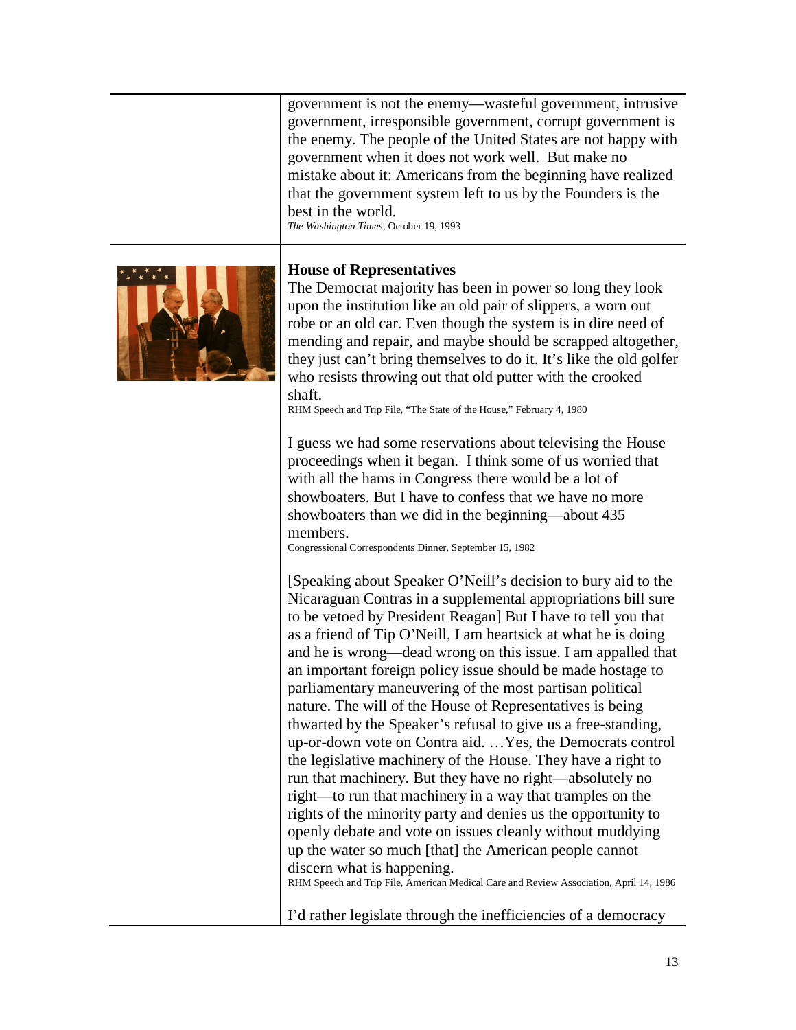government is not the enemy—wasteful government, intrusive government, irresponsible government, corrupt government is the enemy. The people of the United States are not happy with government when it does not work well. But make no mistake about it: Americans from the beginning have realized that the government system left to us by the Founders is the best in the world.
*The Washington Times*, October 19, 1993

**House of Representatives**

The Democrat majority has been in power so long they look upon the institution like an old pair of slippers, a worn out robe or an old car. Even though the system is in dire need of mending and repair, and maybe should be scrapped altogether, they just can't bring themselves to do it. It's like the old golfer who resists throwing out that old putter with the crooked shaft.
RHM Speech and Trip File, "The State of the House," February 4, 1980

I guess we had some reservations about televising the House proceedings when it began. I think some of us worried that with all the hams in Congress there would be a lot of showboaters. But I have to confess that we have no more showboaters than we did in the beginning—about 435 members.
Congressional Correspondents Dinner, September 15, 1982

[Speaking about Speaker O'Neill's decision to bury aid to the Nicaraguan Contras in a supplemental appropriations bill sure to be vetoed by President Reagan] But I have to tell you that as a friend of Tip O'Neill, I am heartsick at what he is doing and he is wrong—dead wrong on this issue. I am appalled that an important foreign policy issue should be made hostage to parliamentary maneuvering of the most partisan political nature. The will of the House of Representatives is being thwarted by the Speaker's refusal to give us a free-standing, up-or-down vote on Contra aid. …Yes, the Democrats control the legislative machinery of the House. They have a right to run that machinery. But they have no right—absolutely no right—to run that machinery in a way that tramples on the rights of the minority party and denies us the opportunity to openly debate and vote on issues cleanly without muddying up the water so much [that] the American people cannot discern what is happening.
RHM Speech and Trip File, American Medical Care and Review Association, April 14, 1986

I'd rather legislate through the inefficiencies of a democracy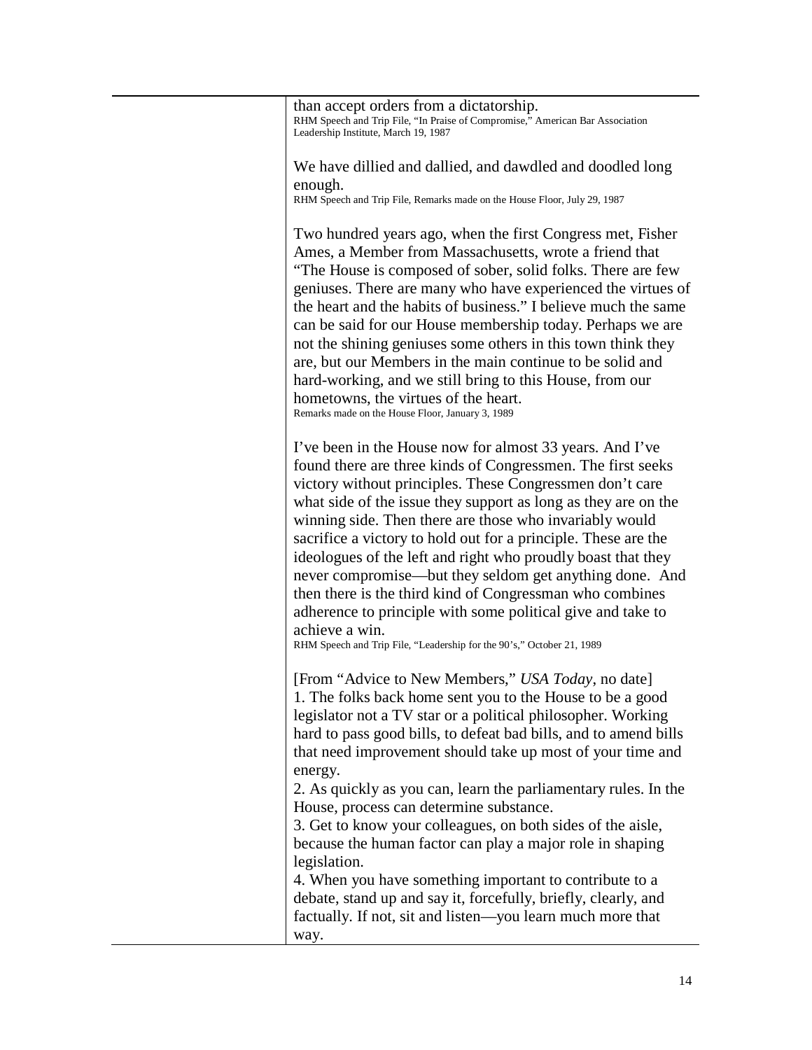than accept orders from a dictatorship.
RHM Speech and Trip File, "In Praise of Compromise," American Bar Association Leadership Institute, March 19, 1987

We have dillied and dallied, and dawdled and doodled long enough.
RHM Speech and Trip File, Remarks made on the House Floor, July 29, 1987

Two hundred years ago, when the first Congress met, Fisher Ames, a Member from Massachusetts, wrote a friend that "The House is composed of sober, solid folks. There are few geniuses. There are many who have experienced the virtues of the heart and the habits of business." I believe much the same can be said for our House membership today. Perhaps we are not the shining geniuses some others in this town think they are, but our Members in the main continue to be solid and hard-working, and we still bring to this House, from our hometowns, the virtues of the heart.
Remarks made on the House Floor, January 3, 1989

I've been in the House now for almost 33 years. And I've found there are three kinds of Congressmen. The first seeks victory without principles. These Congressmen don't care what side of the issue they support as long as they are on the winning side. Then there are those who invariably would sacrifice a victory to hold out for a principle. These are the ideologues of the left and right who proudly boast that they never compromise—but they seldom get anything done. And then there is the third kind of Congressman who combines adherence to principle with some political give and take to achieve a win.
RHM Speech and Trip File, "Leadership for the 90's," October 21, 1989

[From "Advice to New Members," *USA Today*, no date]
1. The folks back home sent you to the House to be a good legislator not a TV star or a political philosopher. Working hard to pass good bills, to defeat bad bills, and to amend bills that need improvement should take up most of your time and energy.
2. As quickly as you can, learn the parliamentary rules. In the House, process can determine substance.
3. Get to know your colleagues, on both sides of the aisle, because the human factor can play a major role in shaping legislation.
4. When you have something important to contribute to a debate, stand up and say it, forcefully, briefly, clearly, and factually. If not, sit and listen—you learn much more that way.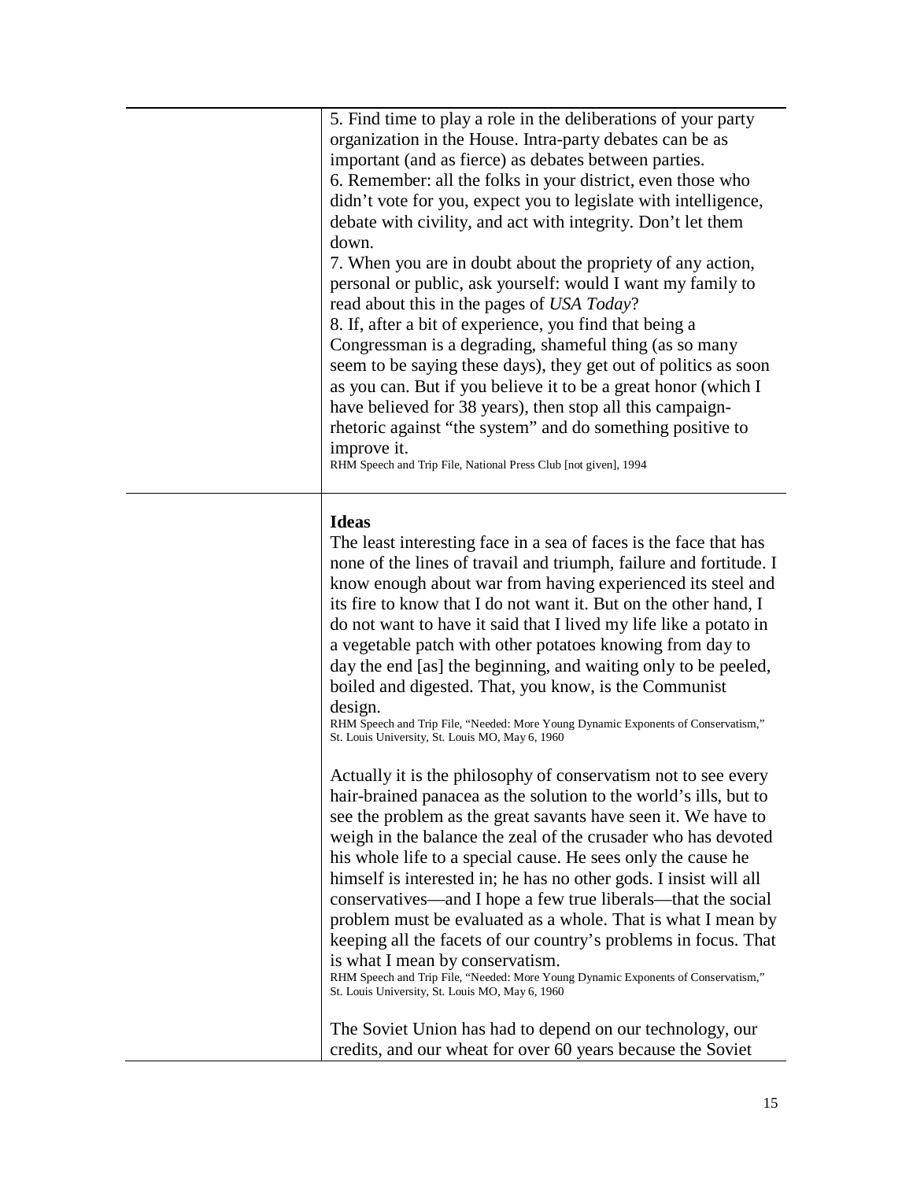5. Find time to play a role in the deliberations of your party organization in the House. Intra-party debates can be as important (and as fierce) as debates between parties.
6. Remember: all the folks in your district, even those who didn't vote for you, expect you to legislate with intelligence, debate with civility, and act with integrity. Don't let them down.
7. When you are in doubt about the propriety of any action, personal or public, ask yourself: would I want my family to read about this in the pages of *USA Today*?
8. If, after a bit of experience, you find that being a Congressman is a degrading, shameful thing (as so many seem to be saying these days), they get out of politics as soon as you can. But if you believe it to be a great honor (which I have believed for 38 years), then stop all this campaign-rhetoric against "the system" and do something positive to improve it.
RHM Speech and Trip File, National Press Club [not given], 1994

**Ideas**

The least interesting face in a sea of faces is the face that has none of the lines of travail and triumph, failure and fortitude. I know enough about war from having experienced its steel and its fire to know that I do not want it. But on the other hand, I do not want to have it said that I lived my life like a potato in a vegetable patch with other potatoes knowing from day to day the end [as] the beginning, and waiting only to be peeled, boiled and digested. That, you know, is the Communist design.
RHM Speech and Trip File, "Needed: More Young Dynamic Exponents of Conservatism," St. Louis University, St. Louis MO, May 6, 1960

Actually it is the philosophy of conservatism not to see every hair-brained panacea as the solution to the world's ills, but to see the problem as the great savants have seen it. We have to weigh in the balance the zeal of the crusader who has devoted his whole life to a special cause. He sees only the cause he himself is interested in; he has no other gods. I insist will all conservatives—and I hope a few true liberals—that the social problem must be evaluated as a whole. That is what I mean by keeping all the facets of our country's problems in focus. That is what I mean by conservatism.
RHM Speech and Trip File, "Needed: More Young Dynamic Exponents of Conservatism," St. Louis University, St. Louis MO, May 6, 1960

The Soviet Union has had to depend on our technology, our credits, and our wheat for over 60 years because the Soviet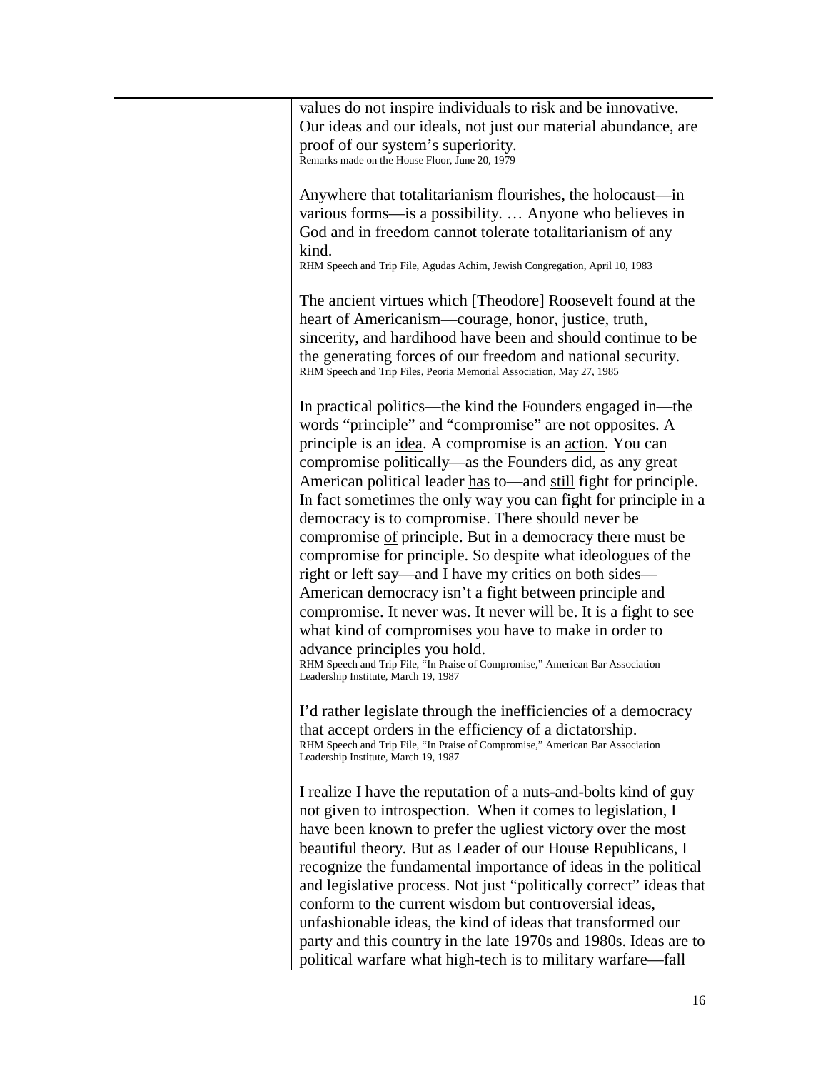values do not inspire individuals to risk and be innovative. Our ideas and our ideals, not just our material abundance, are proof of our system's superiority.
Remarks made on the House Floor, June 20, 1979

Anywhere that totalitarianism flourishes, the holocaust—in various forms—is a possibility. … Anyone who believes in God and in freedom cannot tolerate totalitarianism of any kind.
RHM Speech and Trip File, Agudas Achim, Jewish Congregation, April 10, 1983

The ancient virtues which [Theodore] Roosevelt found at the heart of Americanism—courage, honor, justice, truth, sincerity, and hardihood have been and should continue to be the generating forces of our freedom and national security.
RHM Speech and Trip Files, Peoria Memorial Association, May 27, 1985

In practical politics—the kind the Founders engaged in—the words "principle" and "compromise" are not opposites. A principle is an <u>idea</u>. A compromise is an <u>action</u>. You can compromise politically—as the Founders did, as any great American political leader <u>has</u> to—and <u>still</u> fight for principle. In fact sometimes the only way you can fight for principle in a democracy is to compromise. There should never be compromise <u>of</u> principle. But in a democracy there must be compromise <u>for</u> principle. So despite what ideologues of the right or left say—and I have my critics on both sides—American democracy isn't a fight between principle and compromise. It never was. It never will be. It is a fight to see what <u>kind</u> of compromises you have to make in order to advance principles you hold.
RHM Speech and Trip File, "In Praise of Compromise," American Bar Association Leadership Institute, March 19, 1987

I'd rather legislate through the inefficiencies of a democracy that accept orders in the efficiency of a dictatorship.
RHM Speech and Trip File, "In Praise of Compromise," American Bar Association Leadership Institute, March 19, 1987

I realize I have the reputation of a nuts-and-bolts kind of guy not given to introspection. When it comes to legislation, I have been known to prefer the ugliest victory over the most beautiful theory. But as Leader of our House Republicans, I recognize the fundamental importance of ideas in the political and legislative process. Not just "politically correct" ideas that conform to the current wisdom but controversial ideas, unfashionable ideas, the kind of ideas that transformed our party and this country in the late 1970s and 1980s. Ideas are to political warfare what high-tech is to military warfare—fall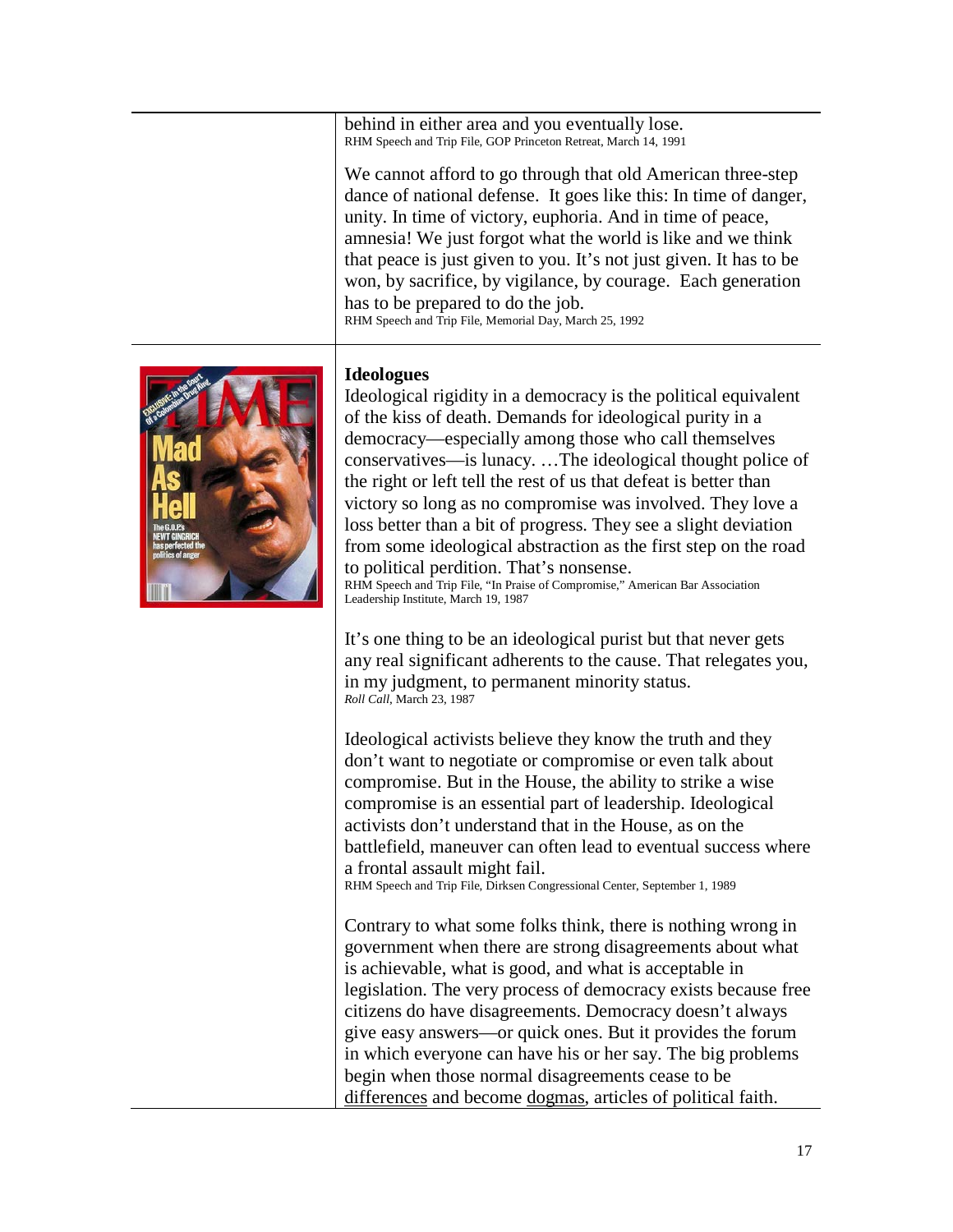behind in either area and you eventually lose.
RHM Speech and Trip File, GOP Princeton Retreat, March 14, 1991

We cannot afford to go through that old American three-step dance of national defense. It goes like this: In time of danger, unity. In time of victory, euphoria. And in time of peace, amnesia! We just forgot what the world is like and we think that peace is just given to you. It's not just given. It has to be won, by sacrifice, by vigilance, by courage. Each generation has to be prepared to do the job.
RHM Speech and Trip File, Memorial Day, March 25, 1992

**Ideologues**

Ideological rigidity in a democracy is the political equivalent of the kiss of death. Demands for ideological purity in a democracy—especially among those who call themselves conservatives—is lunacy. …The ideological thought police of the right or left tell the rest of us that defeat is better than victory so long as no compromise was involved. They love a loss better than a bit of progress. They see a slight deviation from some ideological abstraction as the first step on the road to political perdition. That's nonsense.
RHM Speech and Trip File, "In Praise of Compromise," American Bar Association Leadership Institute, March 19, 1987

It's one thing to be an ideological purist but that never gets any real significant adherents to the cause. That relegates you, in my judgment, to permanent minority status.
*Roll Call*, March 23, 1987

Ideological activists believe they know the truth and they don't want to negotiate or compromise or even talk about compromise. But in the House, the ability to strike a wise compromise is an essential part of leadership. Ideological activists don't understand that in the House, as on the battlefield, maneuver can often lead to eventual success where a frontal assault might fail.
RHM Speech and Trip File, Dirksen Congressional Center, September 1, 1989

Contrary to what some folks think, there is nothing wrong in government when there are strong disagreements about what is achievable, what is good, and what is acceptable in legislation. The very process of democracy exists because free citizens do have disagreements. Democracy doesn't always give easy answers—or quick ones. But it provides the forum in which everyone can have his or her say. The big problems begin when those normal disagreements cease to be <u>differences</u> and become <u>dogmas</u>, articles of political faith.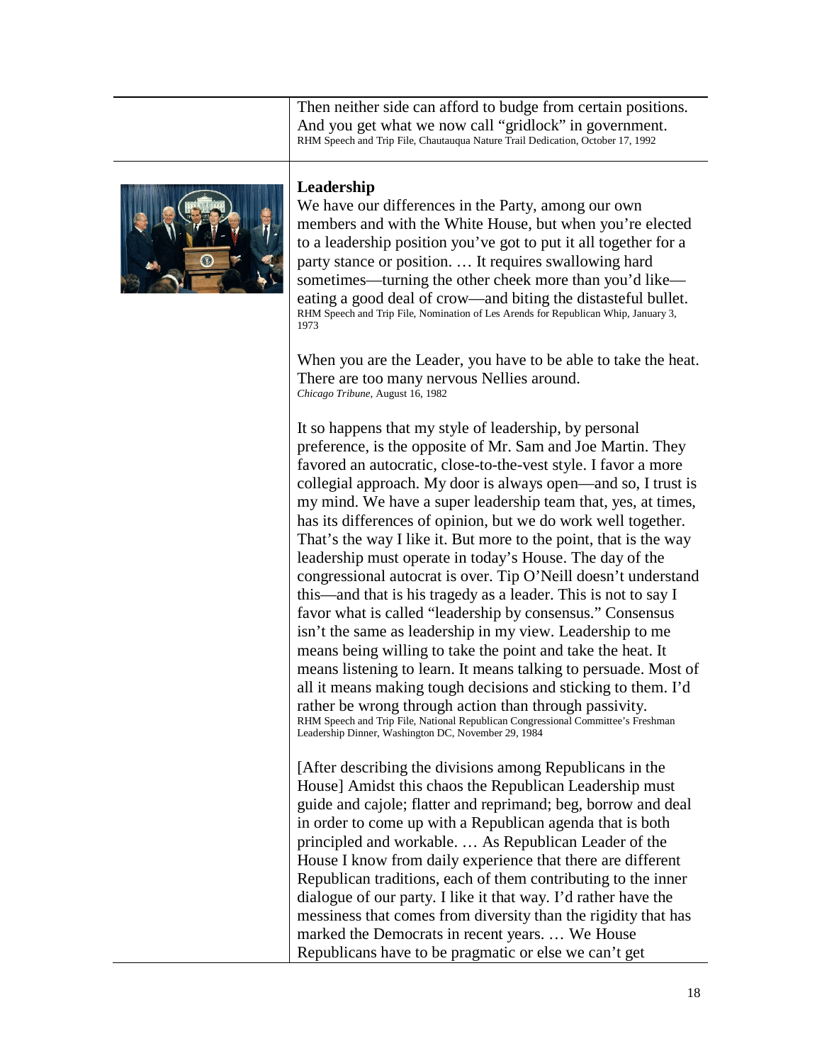Then neither side can afford to budge from certain positions. And you get what we now call "gridlock" in government.
RHM Speech and Trip File, Chautauqua Nature Trail Dedication, October 17, 1992

## Leadership

We have our differences in the Party, among our own members and with the White House, but when you're elected to a leadership position you've got to put it all together for a party stance or position. … It requires swallowing hard sometimes—turning the other cheek more than you'd like—eating a good deal of crow—and biting the distasteful bullet.
RHM Speech and Trip File, Nomination of Les Arends for Republican Whip, January 3, 1973

When you are the Leader, you have to be able to take the heat. There are too many nervous Nellies around.
*Chicago Tribune*, August 16, 1982

It so happens that my style of leadership, by personal preference, is the opposite of Mr. Sam and Joe Martin. They favored an autocratic, close-to-the-vest style. I favor a more collegial approach. My door is always open—and so, I trust is my mind. We have a super leadership team that, yes, at times, has its differences of opinion, but we do work well together. That's the way I like it. But more to the point, that is the way leadership must operate in today's House. The day of the congressional autocrat is over. Tip O'Neill doesn't understand this—and that is his tragedy as a leader. This is not to say I favor what is called "leadership by consensus." Consensus isn't the same as leadership in my view. Leadership to me means being willing to take the point and take the heat. It means listening to learn. It means talking to persuade. Most of all it means making tough decisions and sticking to them. I'd rather be wrong through action than through passivity.
RHM Speech and Trip File, National Republican Congressional Committee's Freshman Leadership Dinner, Washington DC, November 29, 1984

[After describing the divisions among Republicans in the House] Amidst this chaos the Republican Leadership must guide and cajole; flatter and reprimand; beg, borrow and deal in order to come up with a Republican agenda that is both principled and workable. … As Republican Leader of the House I know from daily experience that there are different Republican traditions, each of them contributing to the inner dialogue of our party. I like it that way. I'd rather have the messiness that comes from diversity than the rigidity that has marked the Democrats in recent years. … We House Republicans have to be pragmatic or else we can't get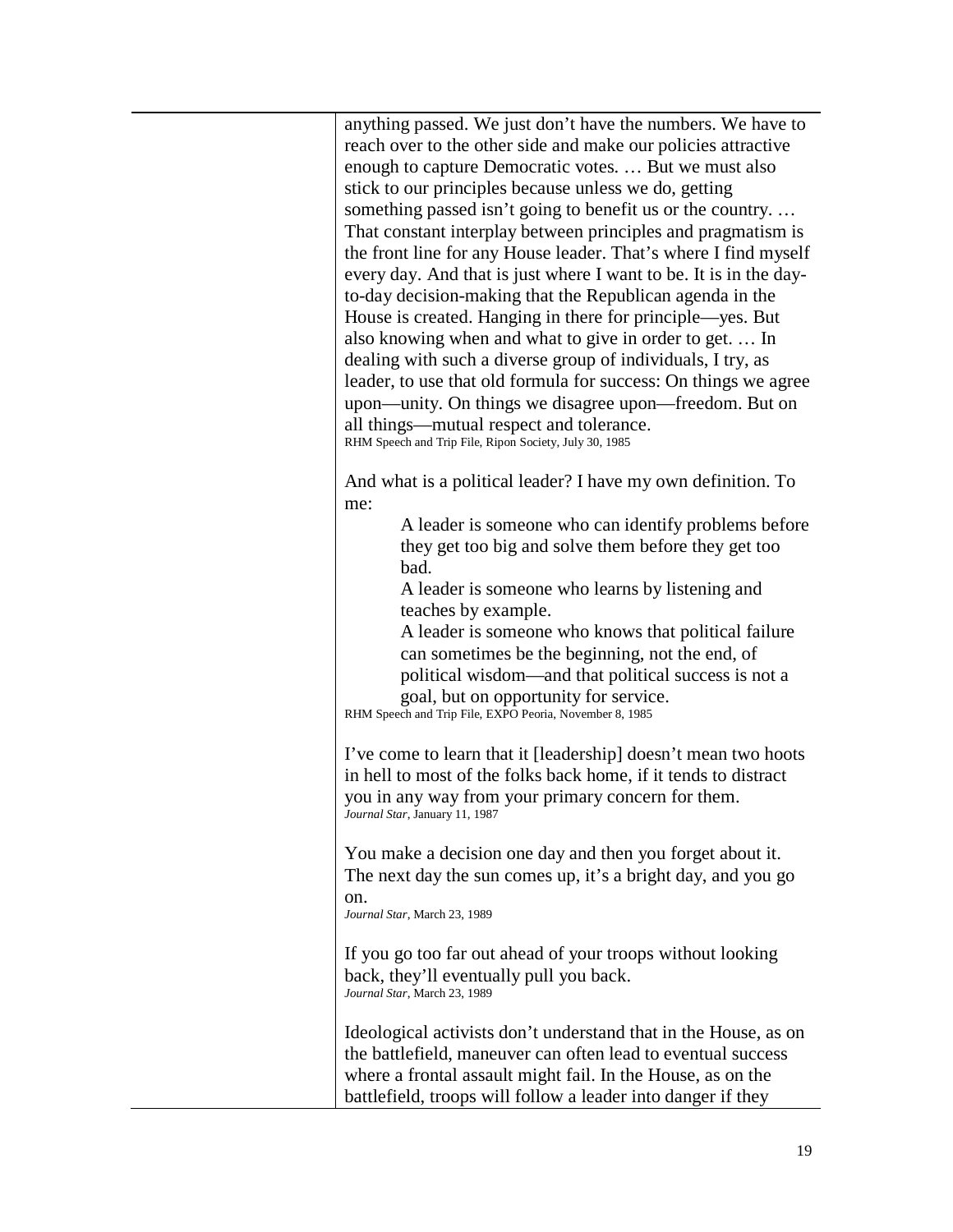anything passed. We just don't have the numbers. We have to reach over to the other side and make our policies attractive enough to capture Democratic votes. … But we must also stick to our principles because unless we do, getting something passed isn't going to benefit us or the country. … That constant interplay between principles and pragmatism is the front line for any House leader. That's where I find myself every day. And that is just where I want to be. It is in the day-to-day decision-making that the Republican agenda in the House is created. Hanging in there for principle—yes. But also knowing when and what to give in order to get. … In dealing with such a diverse group of individuals, I try, as leader, to use that old formula for success: On things we agree upon—unity. On things we disagree upon—freedom. But on all things—mutual respect and tolerance.
RHM Speech and Trip File, Ripon Society, July 30, 1985

And what is a political leader? I have my own definition. To me:

> A leader is someone who can identify problems before they get too big and solve them before they get too bad.
> A leader is someone who learns by listening and teaches by example.
> A leader is someone who knows that political failure can sometimes be the beginning, not the end, of political wisdom—and that political success is not a goal, but on opportunity for service.

RHM Speech and Trip File, EXPO Peoria, November 8, 1985

I've come to learn that it [leadership] doesn't mean two hoots in hell to most of the folks back home, if it tends to distract you in any way from your primary concern for them.
*Journal Star*, January 11, 1987

You make a decision one day and then you forget about it. The next day the sun comes up, it's a bright day, and you go on.
*Journal Star*, March 23, 1989

If you go too far out ahead of your troops without looking back, they'll eventually pull you back.
*Journal Star*, March 23, 1989

Ideological activists don't understand that in the House, as on the battlefield, maneuver can often lead to eventual success where a frontal assault might fail. In the House, as on the battlefield, troops will follow a leader into danger if they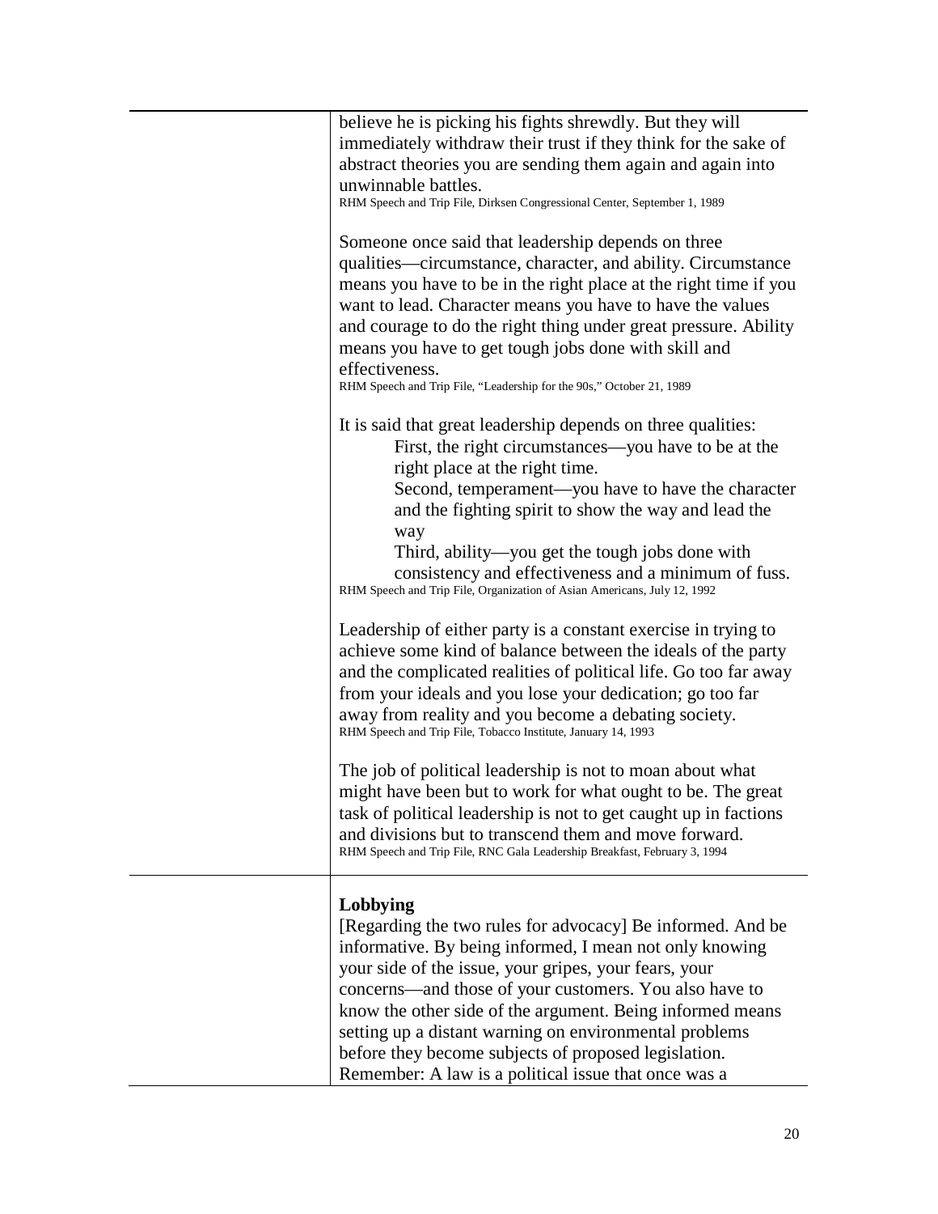believe he is picking his fights shrewdly. But they will immediately withdraw their trust if they think for the sake of abstract theories you are sending them again and again into unwinnable battles.
RHM Speech and Trip File, Dirksen Congressional Center, September 1, 1989

Someone once said that leadership depends on three qualities—circumstance, character, and ability. Circumstance means you have to be in the right place at the right time if you want to lead. Character means you have to have the values and courage to do the right thing under great pressure. Ability means you have to get tough jobs done with skill and effectiveness.
RHM Speech and Trip File, "Leadership for the 90s," October 21, 1989

It is said that great leadership depends on three qualities:

First, the right circumstances—you have to be at the right place at the right time.

Second, temperament—you have to have the character and the fighting spirit to show the way and lead the way

Third, ability—you get the tough jobs done with consistency and effectiveness and a minimum of fuss.

RHM Speech and Trip File, Organization of Asian Americans, July 12, 1992

Leadership of either party is a constant exercise in trying to achieve some kind of balance between the ideals of the party and the complicated realities of political life. Go too far away from your ideals and you lose your dedication; go too far away from reality and you become a debating society.
RHM Speech and Trip File, Tobacco Institute, January 14, 1993

The job of political leadership is not to moan about what might have been but to work for what ought to be. The great task of political leadership is not to get caught up in factions and divisions but to transcend them and move forward.
RHM Speech and Trip File, RNC Gala Leadership Breakfast, February 3, 1994

**Lobbying**

[Regarding the two rules for advocacy] Be informed. And be informative. By being informed, I mean not only knowing your side of the issue, your gripes, your fears, your concerns—and those of your customers. You also have to know the other side of the argument. Being informed means setting up a distant warning on environmental problems before they become subjects of proposed legislation. Remember: A law is a political issue that once was a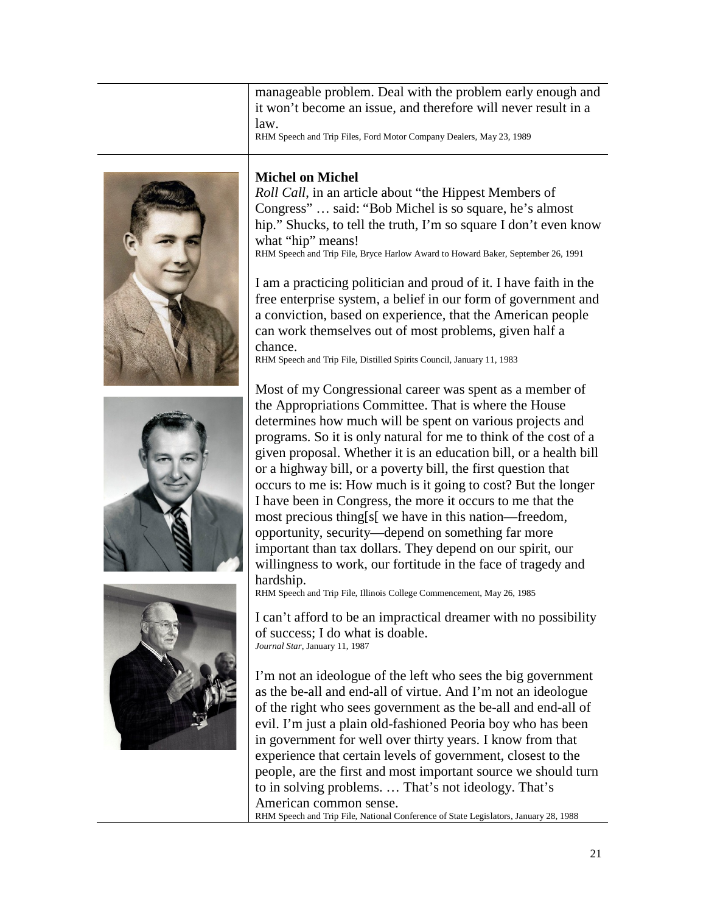manageable problem. Deal with the problem early enough and it won't become an issue, and therefore will never result in a law.

RHM Speech and Trip Files, Ford Motor Company Dealers, May 23, 1989

**Michel on Michel**

*Roll Call*, in an article about "the Hippest Members of Congress" … said: "Bob Michel is so square, he's almost hip." Shucks, to tell the truth, I'm so square I don't even know what "hip" means!

RHM Speech and Trip File, Bryce Harlow Award to Howard Baker, September 26, 1991

I am a practicing politician and proud of it. I have faith in the free enterprise system, a belief in our form of government and a conviction, based on experience, that the American people can work themselves out of most problems, given half a chance.

RHM Speech and Trip File, Distilled Spirits Council, January 11, 1983

Most of my Congressional career was spent as a member of the Appropriations Committee. That is where the House determines how much will be spent on various projects and programs. So it is only natural for me to think of the cost of a given proposal. Whether it is an education bill, or a health bill or a highway bill, or a poverty bill, the first question that occurs to me is: How much is it going to cost? But the longer I have been in Congress, the more it occurs to me that the most precious thing[s[ we have in this nation—freedom, opportunity, security—depend on something far more important than tax dollars. They depend on our spirit, our willingness to work, our fortitude in the face of tragedy and hardship.

RHM Speech and Trip File, Illinois College Commencement, May 26, 1985

I can't afford to be an impractical dreamer with no possibility of success; I do what is doable.

*Journal Star*, January 11, 1987

I'm not an ideologue of the left who sees the big government as the be-all and end-all of virtue. And I'm not an ideologue of the right who sees government as the be-all and end-all of evil. I'm just a plain old-fashioned Peoria boy who has been in government for well over thirty years. I know from that experience that certain levels of government, closest to the people, are the first and most important source we should turn to in solving problems. … That's not ideology. That's American common sense.

RHM Speech and Trip File, National Conference of State Legislators, January 28, 1988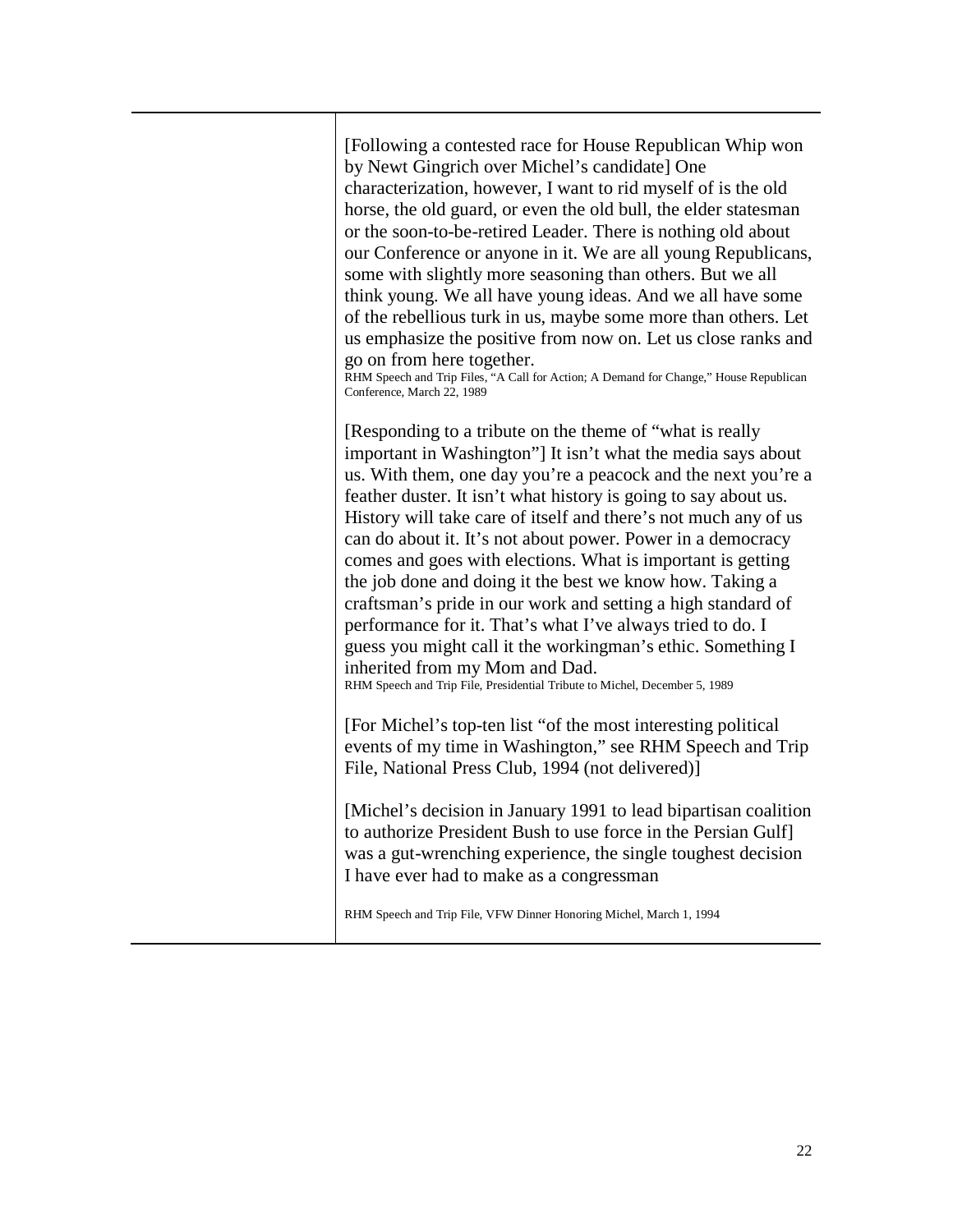[Following a contested race for House Republican Whip won by Newt Gingrich over Michel's candidate] One characterization, however, I want to rid myself of is the old horse, the old guard, or even the old bull, the elder statesman or the soon-to-be-retired Leader. There is nothing old about our Conference or anyone in it. We are all young Republicans, some with slightly more seasoning than others. But we all think young. We all have young ideas. And we all have some of the rebellious turk in us, maybe some more than others. Let us emphasize the positive from now on. Let us close ranks and go on from here together.
RHM Speech and Trip Files, "A Call for Action; A Demand for Change," House Republican Conference, March 22, 1989

[Responding to a tribute on the theme of "what is really important in Washington"] It isn't what the media says about us. With them, one day you're a peacock and the next you're a feather duster. It isn't what history is going to say about us. History will take care of itself and there's not much any of us can do about it. It's not about power. Power in a democracy comes and goes with elections. What is important is getting the job done and doing it the best we know how. Taking a craftsman's pride in our work and setting a high standard of performance for it. That's what I've always tried to do. I guess you might call it the workingman's ethic. Something I inherited from my Mom and Dad.
RHM Speech and Trip File, Presidential Tribute to Michel, December 5, 1989

[For Michel's top-ten list "of the most interesting political events of my time in Washington," see RHM Speech and Trip File, National Press Club, 1994 (not delivered)]

[Michel's decision in January 1991 to lead bipartisan coalition to authorize President Bush to use force in the Persian Gulf] was a gut-wrenching experience, the single toughest decision I have ever had to make as a congressman

RHM Speech and Trip File, VFW Dinner Honoring Michel, March 1, 1994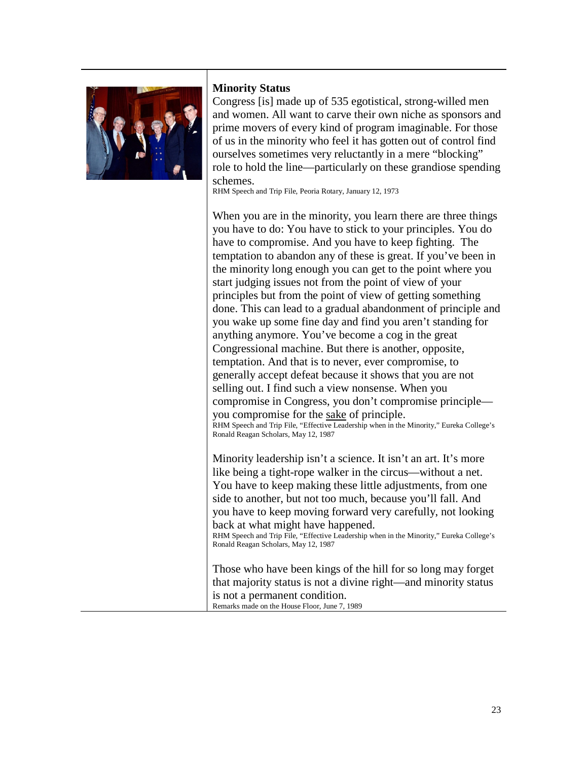**Minority Status**

Congress [is] made up of 535 egotistical, strong-willed men and women. All want to carve their own niche as sponsors and prime movers of every kind of program imaginable. For those of us in the minority who feel it has gotten out of control find ourselves sometimes very reluctantly in a mere "blocking" role to hold the line—particularly on these grandiose spending schemes.

RHM Speech and Trip File, Peoria Rotary, January 12, 1973

When you are in the minority, you learn there are three things you have to do: You have to stick to your principles. You do have to compromise. And you have to keep fighting. The temptation to abandon any of these is great. If you've been in the minority long enough you can get to the point where you start judging issues not from the point of view of your principles but from the point of view of getting something done. This can lead to a gradual abandonment of principle and you wake up some fine day and find you aren't standing for anything anymore. You've become a cog in the great Congressional machine. But there is another, opposite, temptation. And that is to never, ever compromise, to generally accept defeat because it shows that you are not selling out. I find such a view nonsense. When you compromise in Congress, you don't compromise principle—you compromise for the <u>sake</u> of principle.

RHM Speech and Trip File, "Effective Leadership when in the Minority," Eureka College's Ronald Reagan Scholars, May 12, 1987

Minority leadership isn't a science. It isn't an art. It's more like being a tight-rope walker in the circus—without a net. You have to keep making these little adjustments, from one side to another, but not too much, because you'll fall. And you have to keep moving forward very carefully, not looking back at what might have happened.

RHM Speech and Trip File, "Effective Leadership when in the Minority," Eureka College's Ronald Reagan Scholars, May 12, 1987

Those who have been kings of the hill for so long may forget that majority status is not a divine right—and minority status is not a permanent condition.

Remarks made on the House Floor, June 7, 1989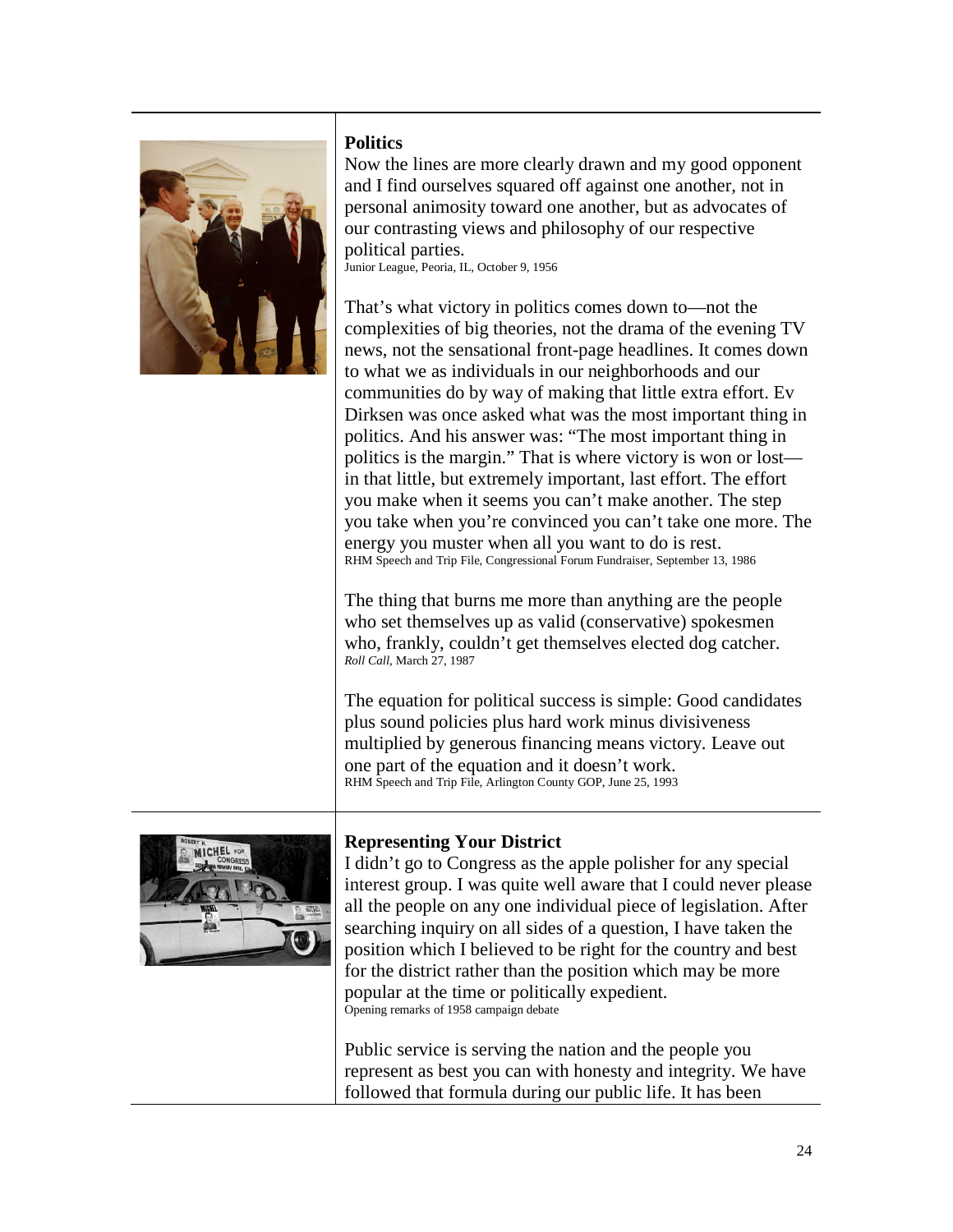## Politics

Now the lines are more clearly drawn and my good opponent and I find ourselves squared off against one another, not in personal animosity toward one another, but as advocates of our contrasting views and philosophy of our respective political parties.
Junior League, Peoria, IL, October 9, 1956

That's what victory in politics comes down to—not the complexities of big theories, not the drama of the evening TV news, not the sensational front-page headlines. It comes down to what we as individuals in our neighborhoods and our communities do by way of making that little extra effort. Ev Dirksen was once asked what was the most important thing in politics. And his answer was: "The most important thing in politics is the margin." That is where victory is won or lost—in that little, but extremely important, last effort. The effort you make when it seems you can't make another. The step you take when you're convinced you can't take one more. The energy you muster when all you want to do is rest.
RHM Speech and Trip File, Congressional Forum Fundraiser, September 13, 1986

The thing that burns me more than anything are the people who set themselves up as valid (conservative) spokesmen who, frankly, couldn't get themselves elected dog catcher.
*Roll Call*, March 27, 1987

The equation for political success is simple: Good candidates plus sound policies plus hard work minus divisiveness multiplied by generous financing means victory. Leave out one part of the equation and it doesn't work.
RHM Speech and Trip File, Arlington County GOP, June 25, 1993

## Representing Your District

I didn't go to Congress as the apple polisher for any special interest group. I was quite well aware that I could never please all the people on any one individual piece of legislation. After searching inquiry on all sides of a question, I have taken the position which I believed to be right for the country and best for the district rather than the position which may be more popular at the time or politically expedient.
Opening remarks of 1958 campaign debate

Public service is serving the nation and the people you represent as best you can with honesty and integrity. We have followed that formula during our public life. It has been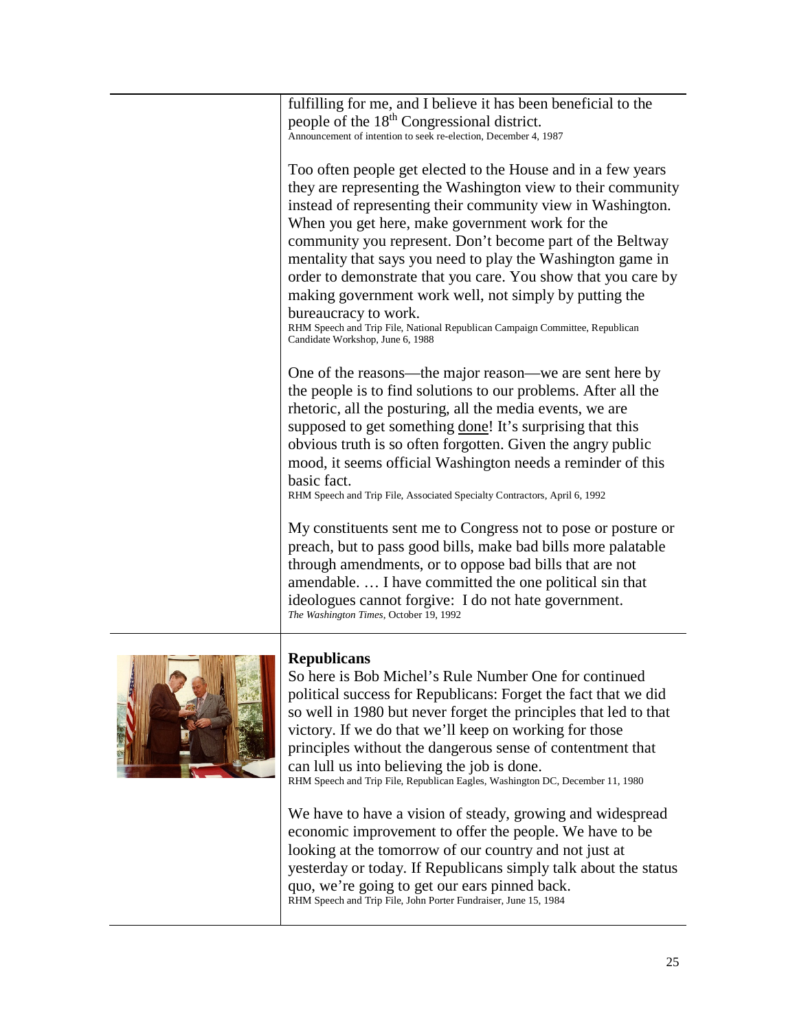fulfilling for me, and I believe it has been beneficial to the people of the 18th Congressional district.
Announcement of intention to seek re-election, December 4, 1987

Too often people get elected to the House and in a few years they are representing the Washington view to their community instead of representing their community view in Washington. When you get here, make government work for the community you represent. Don't become part of the Beltway mentality that says you need to play the Washington game in order to demonstrate that you care. You show that you care by making government work well, not simply by putting the bureaucracy to work.
RHM Speech and Trip File, National Republican Campaign Committee, Republican Candidate Workshop, June 6, 1988

One of the reasons—the major reason—we are sent here by the people is to find solutions to our problems. After all the rhetoric, all the posturing, all the media events, we are supposed to get something <u>done</u>! It's surprising that this obvious truth is so often forgotten. Given the angry public mood, it seems official Washington needs a reminder of this basic fact.
RHM Speech and Trip File, Associated Specialty Contractors, April 6, 1992

My constituents sent me to Congress not to pose or posture or preach, but to pass good bills, make bad bills more palatable through amendments, or to oppose bad bills that are not amendable. … I have committed the one political sin that ideologues cannot forgive: I do not hate government.
*The Washington Times*, October 19, 1992

**Republicans**

So here is Bob Michel's Rule Number One for continued political success for Republicans: Forget the fact that we did so well in 1980 but never forget the principles that led to that victory. If we do that we'll keep on working for those principles without the dangerous sense of contentment that can lull us into believing the job is done.
RHM Speech and Trip File, Republican Eagles, Washington DC, December 11, 1980

We have to have a vision of steady, growing and widespread economic improvement to offer the people. We have to be looking at the tomorrow of our country and not just at yesterday or today. If Republicans simply talk about the status quo, we're going to get our ears pinned back.
RHM Speech and Trip File, John Porter Fundraiser, June 15, 1984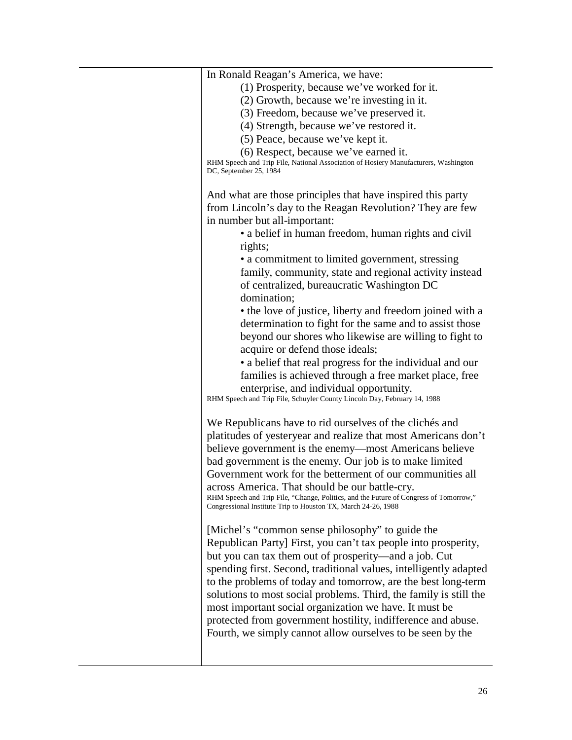In Ronald Reagan's America, we have:

(1) Prosperity, because we've worked for it.
(2) Growth, because we're investing in it.
(3) Freedom, because we've preserved it.
(4) Strength, because we've restored it.
(5) Peace, because we've kept it.
(6) Respect, because we've earned it.

RHM Speech and Trip File, National Association of Hosiery Manufacturers, Washington DC, September 25, 1984

And what are those principles that have inspired this party from Lincoln's day to the Reagan Revolution? They are few in number but all-important:

- a belief in human freedom, human rights and civil rights;
- a commitment to limited government, stressing family, community, state and regional activity instead of centralized, bureaucratic Washington DC domination;
- the love of justice, liberty and freedom joined with a determination to fight for the same and to assist those beyond our shores who likewise are willing to fight to acquire or defend those ideals;
- a belief that real progress for the individual and our families is achieved through a free market place, free enterprise, and individual opportunity.

RHM Speech and Trip File, Schuyler County Lincoln Day, February 14, 1988

We Republicans have to rid ourselves of the clichés and platitudes of yesteryear and realize that most Americans don't believe government is the enemy—most Americans believe bad government is the enemy. Our job is to make limited Government work for the betterment of our communities all across America. That should be our battle-cry.

RHM Speech and Trip File, "Change, Politics, and the Future of Congress of Tomorrow," Congressional Institute Trip to Houston TX, March 24-26, 1988

[Michel's "common sense philosophy" to guide the Republican Party] First, you can't tax people into prosperity, but you can tax them out of prosperity—and a job. Cut spending first. Second, traditional values, intelligently adapted to the problems of today and tomorrow, are the best long-term solutions to most social problems. Third, the family is still the most important social organization we have. It must be protected from government hostility, indifference and abuse. Fourth, we simply cannot allow ourselves to be seen by the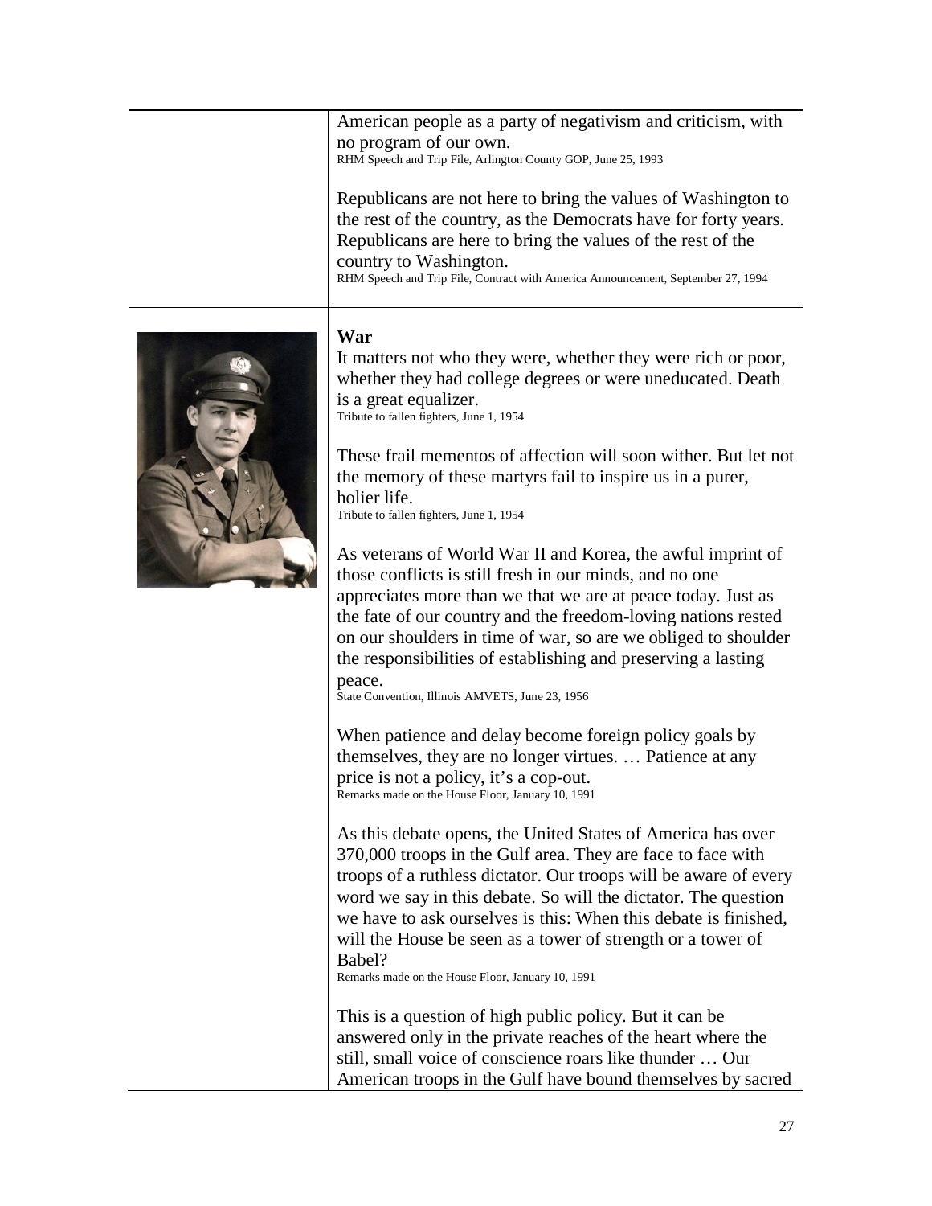American people as a party of negativism and criticism, with no program of our own.
RHM Speech and Trip File, Arlington County GOP, June 25, 1993

Republicans are not here to bring the values of Washington to the rest of the country, as the Democrats have for forty years. Republicans are here to bring the values of the rest of the country to Washington.
RHM Speech and Trip File, Contract with America Announcement, September 27, 1994

**War**

It matters not who they were, whether they were rich or poor, whether they had college degrees or were uneducated. Death is a great equalizer.
Tribute to fallen fighters, June 1, 1954

These frail mementos of affection will soon wither. But let not the memory of these martyrs fail to inspire us in a purer, holier life.
Tribute to fallen fighters, June 1, 1954

As veterans of World War II and Korea, the awful imprint of those conflicts is still fresh in our minds, and no one appreciates more than we that we are at peace today. Just as the fate of our country and the freedom-loving nations rested on our shoulders in time of war, so are we obliged to shoulder the responsibilities of establishing and preserving a lasting peace.
State Convention, Illinois AMVETS, June 23, 1956

When patience and delay become foreign policy goals by themselves, they are no longer virtues. … Patience at any price is not a policy, it's a cop-out.
Remarks made on the House Floor, January 10, 1991

As this debate opens, the United States of America has over 370,000 troops in the Gulf area. They are face to face with troops of a ruthless dictator. Our troops will be aware of every word we say in this debate. So will the dictator. The question we have to ask ourselves is this: When this debate is finished, will the House be seen as a tower of strength or a tower of Babel?
Remarks made on the House Floor, January 10, 1991

This is a question of high public policy. But it can be answered only in the private reaches of the heart where the still, small voice of conscience roars like thunder … Our American troops in the Gulf have bound themselves by sacred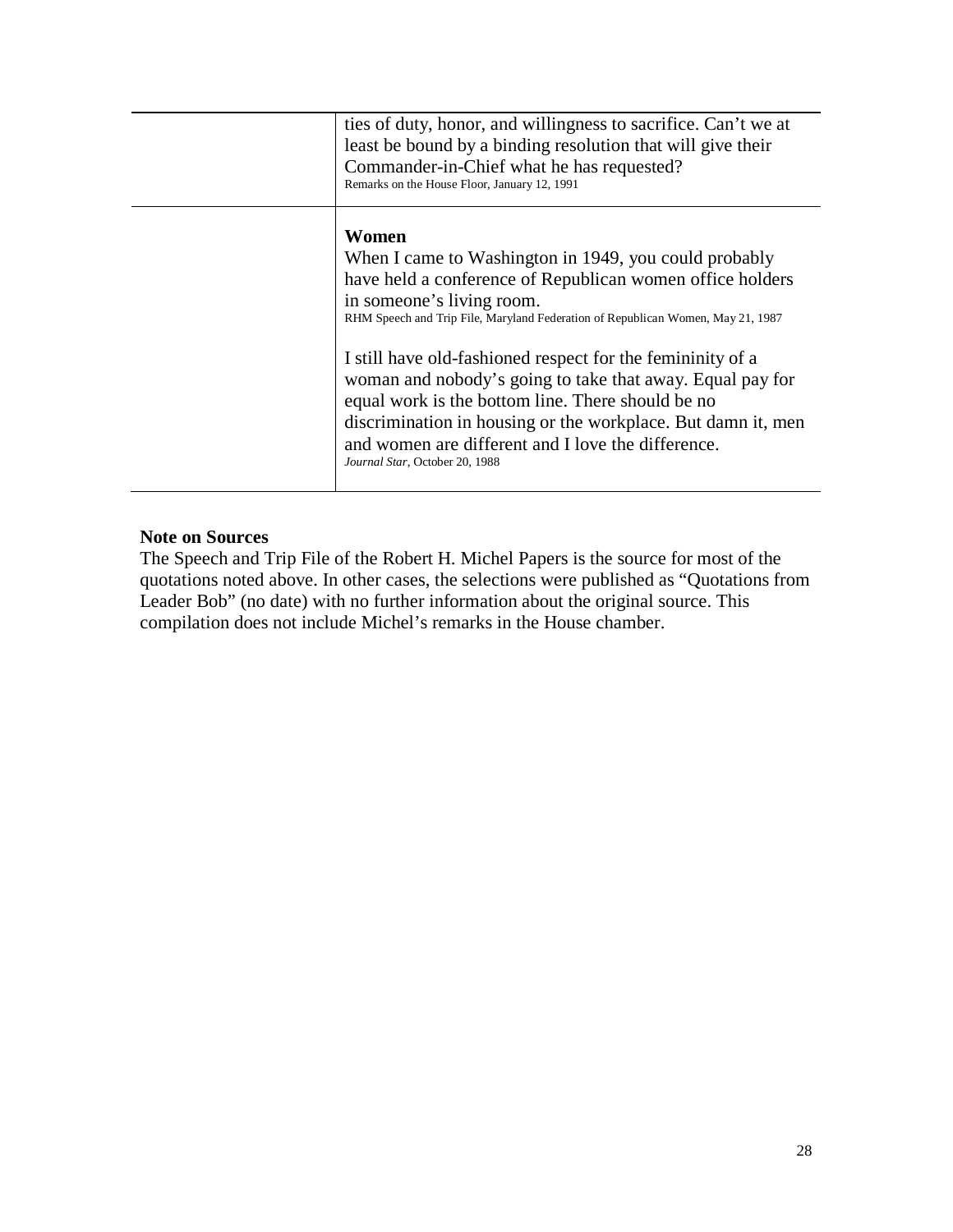| | |
|---|---|
| | ties of duty, honor, and willingness to sacrifice. Can't we at least be bound by a binding resolution that will give their Commander-in-Chief what he has requested?<br>Remarks on the House Floor, January 12, 1991 |
| | **Women**<br>When I came to Washington in 1949, you could probably have held a conference of Republican women office holders in someone's living room.<br>RHM Speech and Trip File, Maryland Federation of Republican Women, May 21, 1987<br><br>I still have old-fashioned respect for the femininity of a woman and nobody's going to take that away. Equal pay for equal work is the bottom line. There should be no discrimination in housing or the workplace. But damn it, men and women are different and I love the difference.<br>*Journal Star*, October 20, 1988 |

**Note on Sources**

The Speech and Trip File of the Robert H. Michel Papers is the source for most of the quotations noted above. In other cases, the selections were published as "Quotations from Leader Bob" (no date) with no further information about the original source. This compilation does not include Michel's remarks in the House chamber.